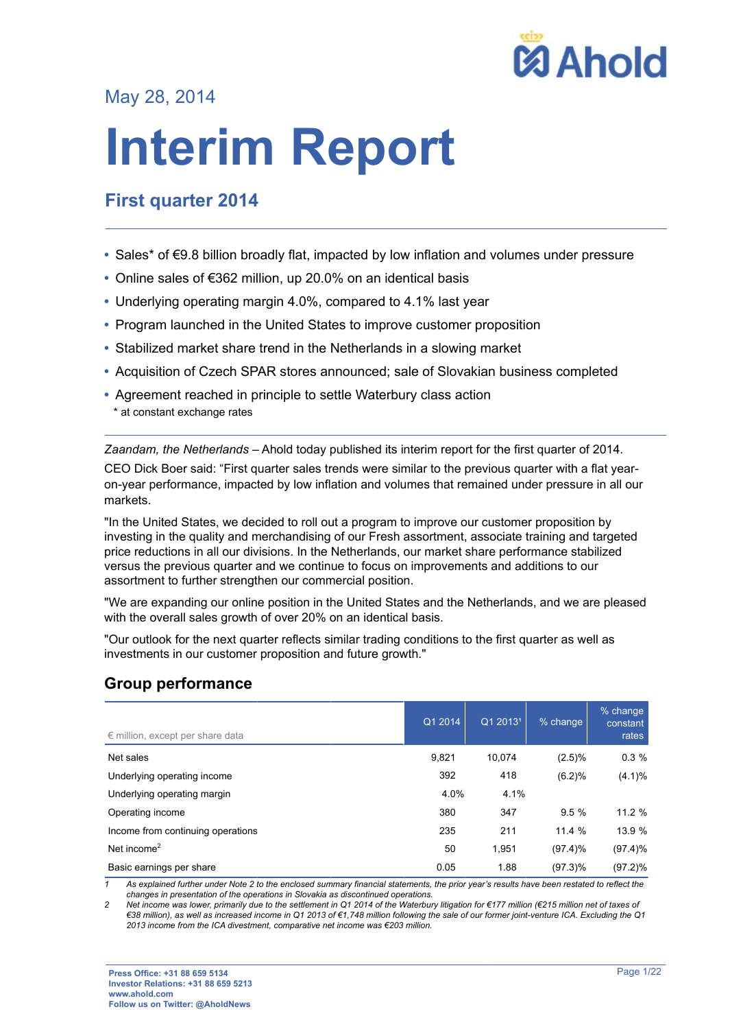May 28, 2014

# Interim Report

## First quarter 2014

- Sales* of €9.8 billion broadly flat, impacted by low inflation and volumes under pressure
- Online sales of €362 million, up 20.0% on an identical basis
- Underlying operating margin 4.0%, compared to 4.1% last year
- Program launched in the United States to improve customer proposition
- Stabilized market share trend in the Netherlands in a slowing market
- Acquisition of Czech SPAR stores announced; sale of Slovakian business completed
- Agreement reached in principle to settle Waterbury class action

  \* at constant exchange rates

*Zaandam, the Netherlands* – Ahold today published its interim report for the first quarter of 2014.

CEO Dick Boer said: "First quarter sales trends were similar to the previous quarter with a flat year-on-year performance, impacted by low inflation and volumes that remained under pressure in all our markets.

"In the United States, we decided to roll out a program to improve our customer proposition by investing in the quality and merchandising of our Fresh assortment, associate training and targeted price reductions in all our divisions. In the Netherlands, our market share performance stabilized versus the previous quarter and we continue to focus on improvements and additions to our assortment to further strengthen our commercial position.

"We are expanding our online position in the United States and the Netherlands, and we are pleased with the overall sales growth of over 20% on an identical basis.

"Our outlook for the next quarter reflects similar trading conditions to the first quarter as well as investments in our customer proposition and future growth."

## Group performance

| € million, except per share data | Q1 2014 | Q1 2013[1] | % change | % change constant rates |
|---|---|---|---|---|
| Net sales | 9,821 | 10,074 | (2.5)% | 0.3 % |
| Underlying operating income | 392 | 418 | (6.2)% | (4.1)% |
| Underlying operating margin | 4.0% | 4.1% | | |
| Operating income | 380 | 347 | 9.5 % | 11.2 % |
| Income from continuing operations | 235 | 211 | 11.4 % | 13.9 % |
| Net income[2] | 50 | 1,951 | (97.4)% | (97.4)% |
| Basic earnings per share | 0.05 | 1.88 | (97.3)% | (97.2)% |

1 *As explained further under Note 2 to the enclosed summary financial statements, the prior year's results have been restated to reflect the changes in presentation of the operations in Slovakia as discontinued operations.*

2 *Net income was lower, primarily due to the settlement in Q1 2014 of the Waterbury litigation for €177 million (€215 million net of taxes of €38 million), as well as increased income in Q1 2013 of €1,748 million following the sale of our former joint-venture ICA. Excluding the Q1 2013 income from the ICA divestment, comparative net income was €203 million.*

**Press Office: +31 88 659 5134**
**Investor Relations: +31 88 659 5213**
**www.ahold.com**
**Follow us on Twitter: @AholdNews**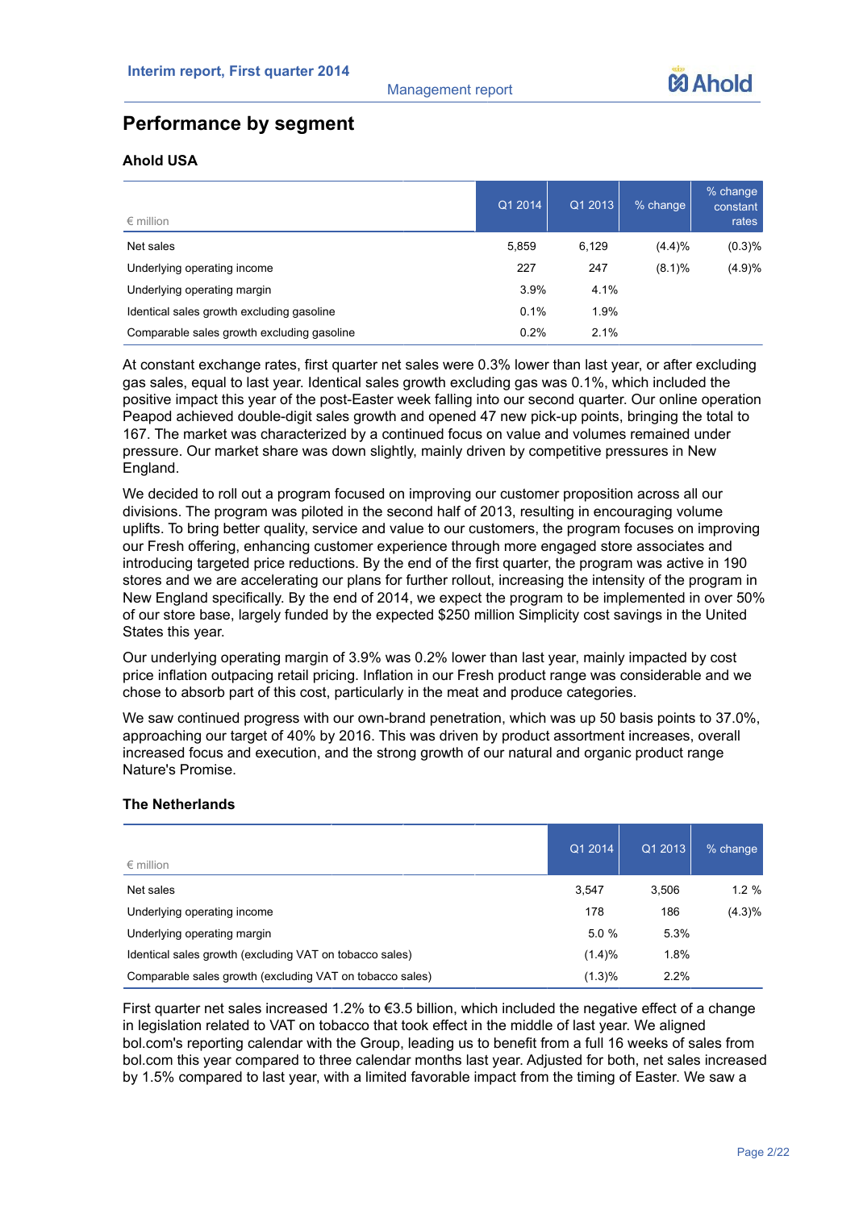## Performance by segment

### Ahold USA

| € million | Q1 2014 | Q1 2013 | % change | % change constant rates |
|---|---|---|---|---|
| Net sales | 5,859 | 6,129 | (4.4)% | (0.3)% |
| Underlying operating income | 227 | 247 | (8.1)% | (4.9)% |
| Underlying operating margin | 3.9% | 4.1% | | |
| Identical sales growth excluding gasoline | 0.1% | 1.9% | | |
| Comparable sales growth excluding gasoline | 0.2% | 2.1% | | |

At constant exchange rates, first quarter net sales were 0.3% lower than last year, or after excluding gas sales, equal to last year. Identical sales growth excluding gas was 0.1%, which included the positive impact this year of the post-Easter week falling into our second quarter. Our online operation Peapod achieved double-digit sales growth and opened 47 new pick-up points, bringing the total to 167. The market was characterized by a continued focus on value and volumes remained under pressure. Our market share was down slightly, mainly driven by competitive pressures in New England.

We decided to roll out a program focused on improving our customer proposition across all our divisions. The program was piloted in the second half of 2013, resulting in encouraging volume uplifts. To bring better quality, service and value to our customers, the program focuses on improving our Fresh offering, enhancing customer experience through more engaged store associates and introducing targeted price reductions. By the end of the first quarter, the program was active in 190 stores and we are accelerating our plans for further rollout, increasing the intensity of the program in New England specifically. By the end of 2014, we expect the program to be implemented in over 50% of our store base, largely funded by the expected $250 million Simplicity cost savings in the United States this year.

Our underlying operating margin of 3.9% was 0.2% lower than last year, mainly impacted by cost price inflation outpacing retail pricing. Inflation in our Fresh product range was considerable and we chose to absorb part of this cost, particularly in the meat and produce categories.

We saw continued progress with our own-brand penetration, which was up 50 basis points to 37.0%, approaching our target of 40% by 2016. This was driven by product assortment increases, overall increased focus and execution, and the strong growth of our natural and organic product range Nature's Promise.

### The Netherlands

| € million | Q1 2014 | Q1 2013 | % change |
|---|---|---|---|
| Net sales | 3,547 | 3,506 | 1.2 % |
| Underlying operating income | 178 | 186 | (4.3)% |
| Underlying operating margin | 5.0 % | 5.3% | |
| Identical sales growth (excluding VAT on tobacco sales) | (1.4)% | 1.8% | |
| Comparable sales growth (excluding VAT on tobacco sales) | (1.3)% | 2.2% | |

First quarter net sales increased 1.2% to €3.5 billion, which included the negative effect of a change in legislation related to VAT on tobacco that took effect in the middle of last year. We aligned bol.com's reporting calendar with the Group, leading us to benefit from a full 16 weeks of sales from bol.com this year compared to three calendar months last year. Adjusted for both, net sales increased by 1.5% compared to last year, with a limited favorable impact from the timing of Easter. We saw a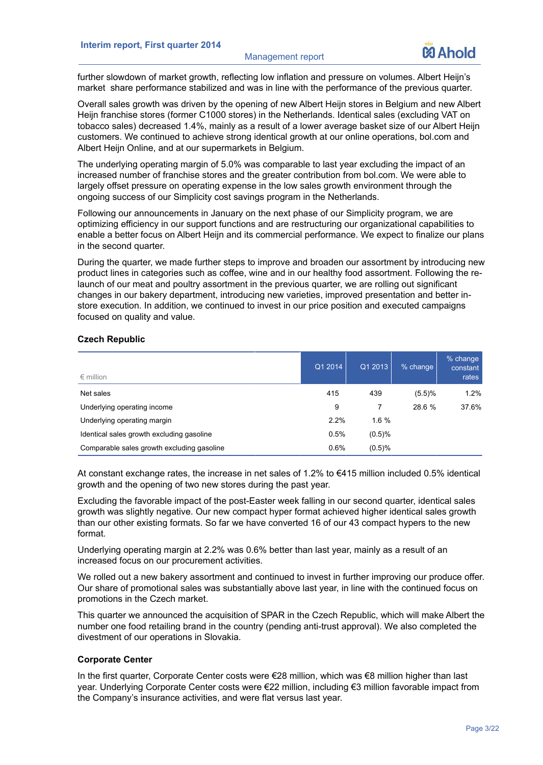further slowdown of market growth, reflecting low inflation and pressure on volumes. Albert Heijn's market share performance stabilized and was in line with the performance of the previous quarter.

Overall sales growth was driven by the opening of new Albert Heijn stores in Belgium and new Albert Heijn franchise stores (former C1000 stores) in the Netherlands. Identical sales (excluding VAT on tobacco sales) decreased 1.4%, mainly as a result of a lower average basket size of our Albert Heijn customers. We continued to achieve strong identical growth at our online operations, bol.com and Albert Heijn Online, and at our supermarkets in Belgium.

The underlying operating margin of 5.0% was comparable to last year excluding the impact of an increased number of franchise stores and the greater contribution from bol.com. We were able to largely offset pressure on operating expense in the low sales growth environment through the ongoing success of our Simplicity cost savings program in the Netherlands.

Following our announcements in January on the next phase of our Simplicity program, we are optimizing efficiency in our support functions and are restructuring our organizational capabilities to enable a better focus on Albert Heijn and its commercial performance. We expect to finalize our plans in the second quarter.

During the quarter, we made further steps to improve and broaden our assortment by introducing new product lines in categories such as coffee, wine and in our healthy food assortment. Following the re-launch of our meat and poultry assortment in the previous quarter, we are rolling out significant changes in our bakery department, introducing new varieties, improved presentation and better in-store execution. In addition, we continued to invest in our price position and executed campaigns focused on quality and value.

**Czech Republic**

| € million | Q1 2014 | Q1 2013 | % change | % change constant rates |
|---|---|---|---|---|
| Net sales | 415 | 439 | (5.5)% | 1.2% |
| Underlying operating income | 9 | 7 | 28.6 % | 37.6% |
| Underlying operating margin | 2.2% | 1.6 % | | |
| Identical sales growth excluding gasoline | 0.5% | (0.5)% | | |
| Comparable sales growth excluding gasoline | 0.6% | (0.5)% | | |

At constant exchange rates, the increase in net sales of 1.2% to €415 million included 0.5% identical growth and the opening of two new stores during the past year.

Excluding the favorable impact of the post-Easter week falling in our second quarter, identical sales growth was slightly negative. Our new compact hyper format achieved higher identical sales growth than our other existing formats. So far we have converted 16 of our 43 compact hypers to the new format.

Underlying operating margin at 2.2% was 0.6% better than last year, mainly as a result of an increased focus on our procurement activities.

We rolled out a new bakery assortment and continued to invest in further improving our produce offer. Our share of promotional sales was substantially above last year, in line with the continued focus on promotions in the Czech market.

This quarter we announced the acquisition of SPAR in the Czech Republic, which will make Albert the number one food retailing brand in the country (pending anti-trust approval). We also completed the divestment of our operations in Slovakia.

**Corporate Center**

In the first quarter, Corporate Center costs were €28 million, which was €8 million higher than last year. Underlying Corporate Center costs were €22 million, including €3 million favorable impact from the Company's insurance activities, and were flat versus last year.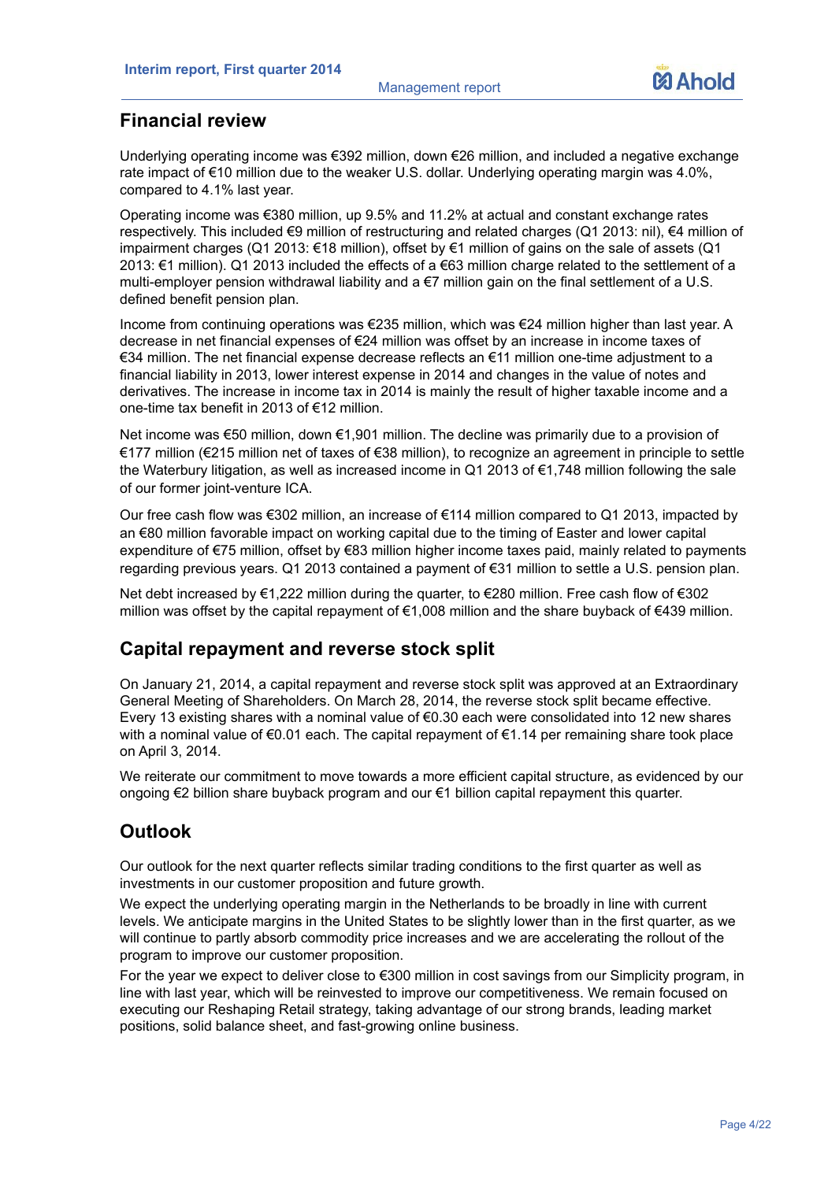## Financial review

Underlying operating income was €392 million, down €26 million, and included a negative exchange rate impact of €10 million due to the weaker U.S. dollar. Underlying operating margin was 4.0%, compared to 4.1% last year.

Operating income was €380 million, up 9.5% and 11.2% at actual and constant exchange rates respectively. This included €9 million of restructuring and related charges (Q1 2013: nil), €4 million of impairment charges (Q1 2013: €18 million), offset by €1 million of gains on the sale of assets (Q1 2013: €1 million). Q1 2013 included the effects of a €63 million charge related to the settlement of a multi-employer pension withdrawal liability and a €7 million gain on the final settlement of a U.S. defined benefit pension plan.

Income from continuing operations was €235 million, which was €24 million higher than last year. A decrease in net financial expenses of €24 million was offset by an increase in income taxes of €34 million. The net financial expense decrease reflects an €11 million one-time adjustment to a financial liability in 2013, lower interest expense in 2014 and changes in the value of notes and derivatives. The increase in income tax in 2014 is mainly the result of higher taxable income and a one-time tax benefit in 2013 of €12 million.

Net income was €50 million, down €1,901 million. The decline was primarily due to a provision of €177 million (€215 million net of taxes of €38 million), to recognize an agreement in principle to settle the Waterbury litigation, as well as increased income in Q1 2013 of €1,748 million following the sale of our former joint-venture ICA.

Our free cash flow was €302 million, an increase of €114 million compared to Q1 2013, impacted by an €80 million favorable impact on working capital due to the timing of Easter and lower capital expenditure of €75 million, offset by €83 million higher income taxes paid, mainly related to payments regarding previous years. Q1 2013 contained a payment of €31 million to settle a U.S. pension plan.

Net debt increased by €1,222 million during the quarter, to €280 million. Free cash flow of €302 million was offset by the capital repayment of €1,008 million and the share buyback of €439 million.

## Capital repayment and reverse stock split

On January 21, 2014, a capital repayment and reverse stock split was approved at an Extraordinary General Meeting of Shareholders. On March 28, 2014, the reverse stock split became effective. Every 13 existing shares with a nominal value of €0.30 each were consolidated into 12 new shares with a nominal value of €0.01 each. The capital repayment of €1.14 per remaining share took place on April 3, 2014.

We reiterate our commitment to move towards a more efficient capital structure, as evidenced by our ongoing €2 billion share buyback program and our €1 billion capital repayment this quarter.

## Outlook

Our outlook for the next quarter reflects similar trading conditions to the first quarter as well as investments in our customer proposition and future growth.

We expect the underlying operating margin in the Netherlands to be broadly in line with current levels. We anticipate margins in the United States to be slightly lower than in the first quarter, as we will continue to partly absorb commodity price increases and we are accelerating the rollout of the program to improve our customer proposition.

For the year we expect to deliver close to €300 million in cost savings from our Simplicity program, in line with last year, which will be reinvested to improve our competitiveness. We remain focused on executing our Reshaping Retail strategy, taking advantage of our strong brands, leading market positions, solid balance sheet, and fast-growing online business.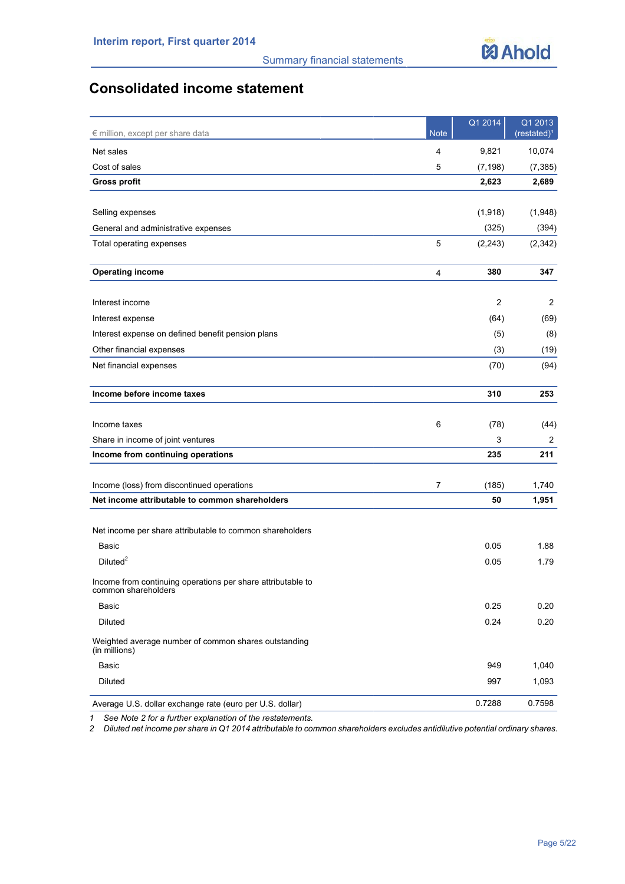# Consolidated income statement

| € million, except per share data | Note | Q1 2014 | Q1 2013 (restated)[1] |
|---|---|---|---|
| Net sales | 4 | 9,821 | 10,074 |
| Cost of sales | 5 | (7,198) | (7,385) |
| **Gross profit** | | **2,623** | **2,689** |
| | | | |
| Selling expenses | | (1,918) | (1,948) |
| General and administrative expenses | | (325) | (394) |
| Total operating expenses | 5 | (2,243) | (2,342) |
| | | | |
| **Operating income** | 4 | **380** | **347** |
| | | | |
| Interest income | | 2 | 2 |
| Interest expense | | (64) | (69) |
| Interest expense on defined benefit pension plans | | (5) | (8) |
| Other financial expenses | | (3) | (19) |
| Net financial expenses | | (70) | (94) |
| | | | |
| **Income before income taxes** | | **310** | **253** |
| | | | |
| Income taxes | 6 | (78) | (44) |
| Share in income of joint ventures | | 3 | 2 |
| **Income from continuing operations** | | **235** | **211** |
| | | | |
| Income (loss) from discontinued operations | 7 | (185) | 1,740 |
| **Net income attributable to common shareholders** | | **50** | **1,951** |
| | | | |
| Net income per share attributable to common shareholders | | | |
| Basic | | 0.05 | 1.88 |
| Diluted[2] | | 0.05 | 1.79 |
| Income from continuing operations per share attributable to common shareholders | | | |
| Basic | | 0.25 | 0.20 |
| Diluted | | 0.24 | 0.20 |
| Weighted average number of common shares outstanding (in millions) | | | |
| Basic | | 949 | 1,040 |
| Diluted | | 997 | 1,093 |
| Average U.S. dollar exchange rate (euro per U.S. dollar) | | 0.7288 | 0.7598 |

1 *See Note 2 for a further explanation of the restatements.*
2 *Diluted net income per share in Q1 2014 attributable to common shareholders excludes antidilutive potential ordinary shares.*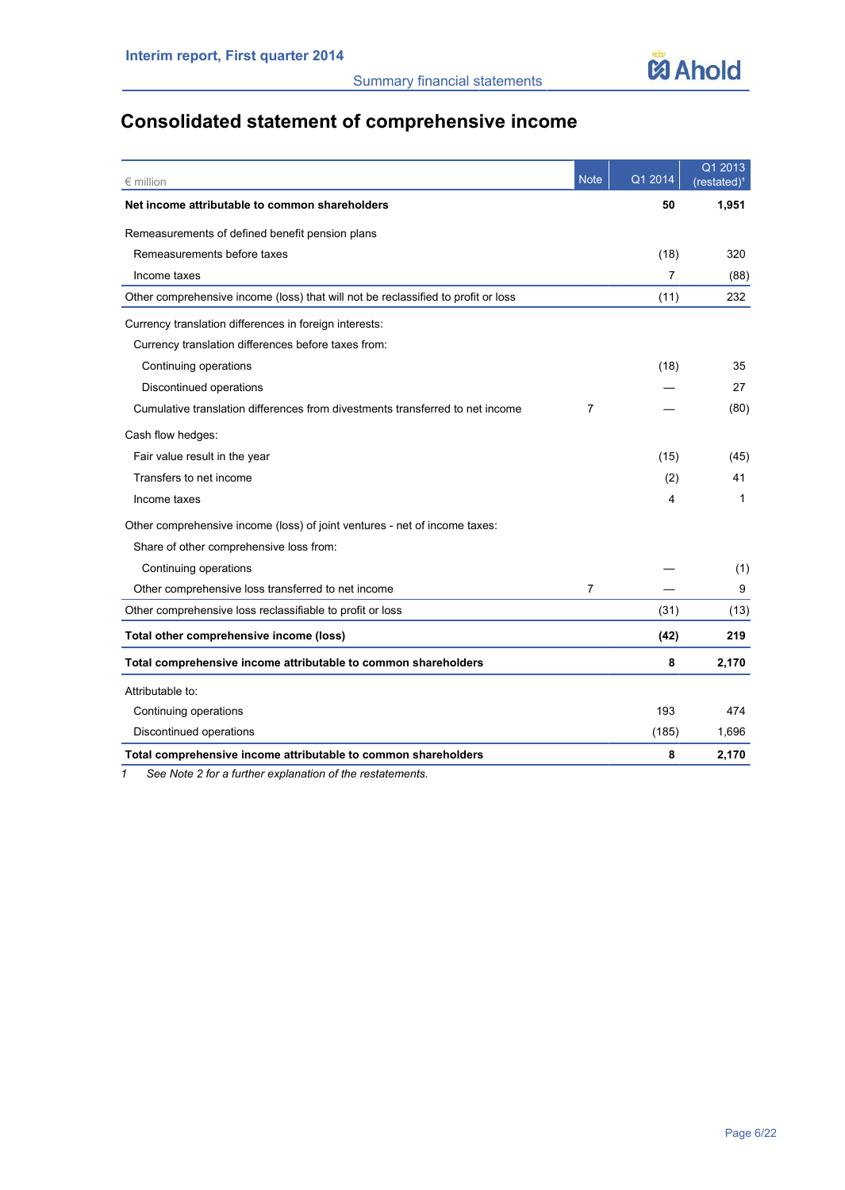# Consolidated statement of comprehensive income

| € million | Note | Q1 2014 | Q1 2013 (restated)[1] |
|---|---|---|---|
| **Net income attributable to common shareholders** | | **50** | **1,951** |
| Remeasurements of defined benefit pension plans | | | |
| Remeasurements before taxes | | (18) | 320 |
| Income taxes | | 7 | (88) |
| Other comprehensive income (loss) that will not be reclassified to profit or loss | | (11) | 232 |
| Currency translation differences in foreign interests: | | | |
| Currency translation differences before taxes from: | | | |
| Continuing operations | | (18) | 35 |
| Discontinued operations | | — | 27 |
| Cumulative translation differences from divestments transferred to net income | 7 | — | (80) |
| Cash flow hedges: | | | |
| Fair value result in the year | | (15) | (45) |
| Transfers to net income | | (2) | 41 |
| Income taxes | | 4 | 1 |
| Other comprehensive income (loss) of joint ventures - net of income taxes: | | | |
| Share of other comprehensive loss from: | | | |
| Continuing operations | | — | (1) |
| Other comprehensive loss transferred to net income | 7 | — | 9 |
| Other comprehensive loss reclassifiable to profit or loss | | (31) | (13) |
| **Total other comprehensive income (loss)** | | **(42)** | **219** |
| **Total comprehensive income attributable to common shareholders** | | **8** | **2,170** |
| Attributable to: | | | |
| Continuing operations | | 193 | 474 |
| Discontinued operations | | (185) | 1,696 |
| **Total comprehensive income attributable to common shareholders** | | **8** | **2,170** |

1 *See Note 2 for a further explanation of the restatements.*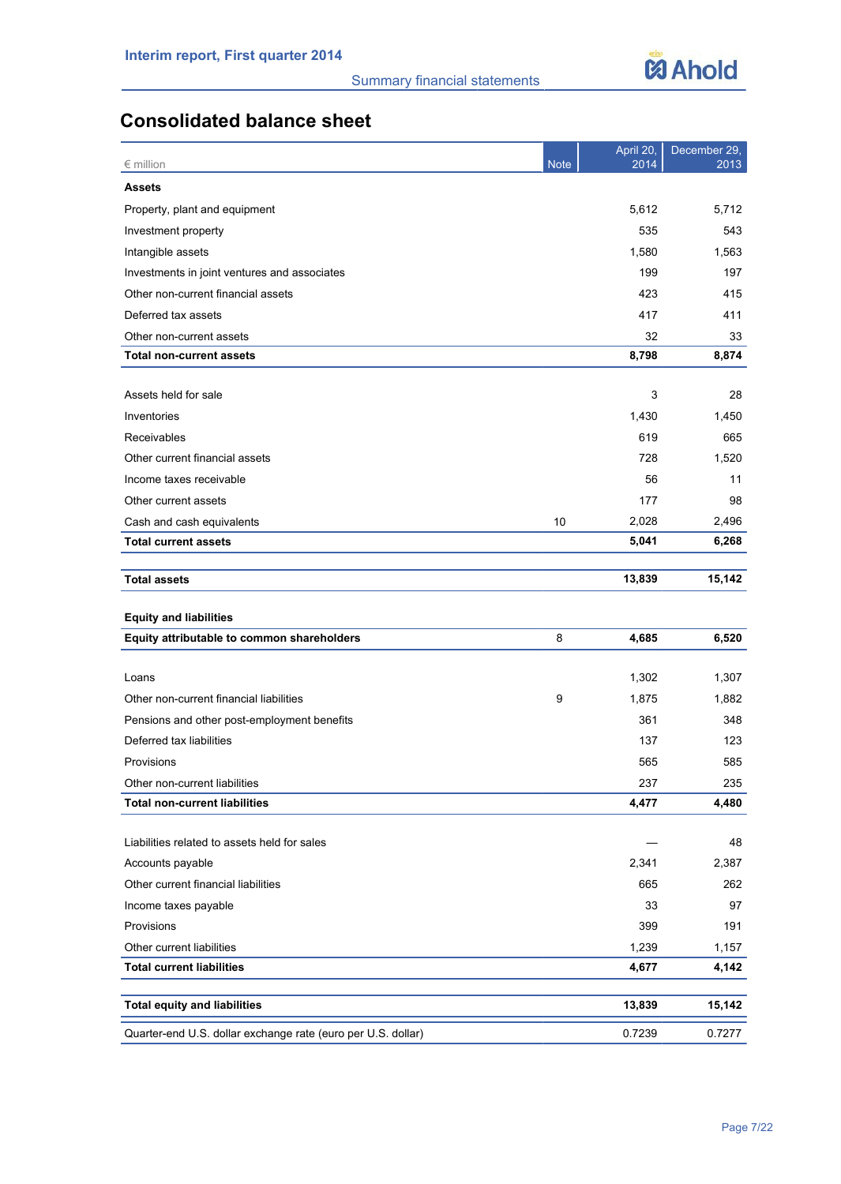## Consolidated balance sheet

| € million | Note | April 20, 2014 | December 29, 2013 |
|---|---|---|---|
| **Assets** | | | |
| Property, plant and equipment | | 5,612 | 5,712 |
| Investment property | | 535 | 543 |
| Intangible assets | | 1,580 | 1,563 |
| Investments in joint ventures and associates | | 199 | 197 |
| Other non-current financial assets | | 423 | 415 |
| Deferred tax assets | | 417 | 411 |
| Other non-current assets | | 32 | 33 |
| **Total non-current assets** | | **8,798** | **8,874** |
| | | | |
| Assets held for sale | | 3 | 28 |
| Inventories | | 1,430 | 1,450 |
| Receivables | | 619 | 665 |
| Other current financial assets | | 728 | 1,520 |
| Income taxes receivable | | 56 | 11 |
| Other current assets | | 177 | 98 |
| Cash and cash equivalents | 10 | 2,028 | 2,496 |
| **Total current assets** | | **5,041** | **6,268** |
| | | | |
| **Total assets** | | **13,839** | **15,142** |
| | | | |
| **Equity and liabilities** | | | |
| **Equity attributable to common shareholders** | 8 | **4,685** | **6,520** |
| | | | |
| Loans | | 1,302 | 1,307 |
| Other non-current financial liabilities | 9 | 1,875 | 1,882 |
| Pensions and other post-employment benefits | | 361 | 348 |
| Deferred tax liabilities | | 137 | 123 |
| Provisions | | 565 | 585 |
| Other non-current liabilities | | 237 | 235 |
| **Total non-current liabilities** | | **4,477** | **4,480** |
| | | | |
| Liabilities related to assets held for sales | | — | 48 |
| Accounts payable | | 2,341 | 2,387 |
| Other current financial liabilities | | 665 | 262 |
| Income taxes payable | | 33 | 97 |
| Provisions | | 399 | 191 |
| Other current liabilities | | 1,239 | 1,157 |
| **Total current liabilities** | | **4,677** | **4,142** |
| | | | |
| **Total equity and liabilities** | | **13,839** | **15,142** |
| Quarter-end U.S. dollar exchange rate (euro per U.S. dollar) | | 0.7239 | 0.7277 |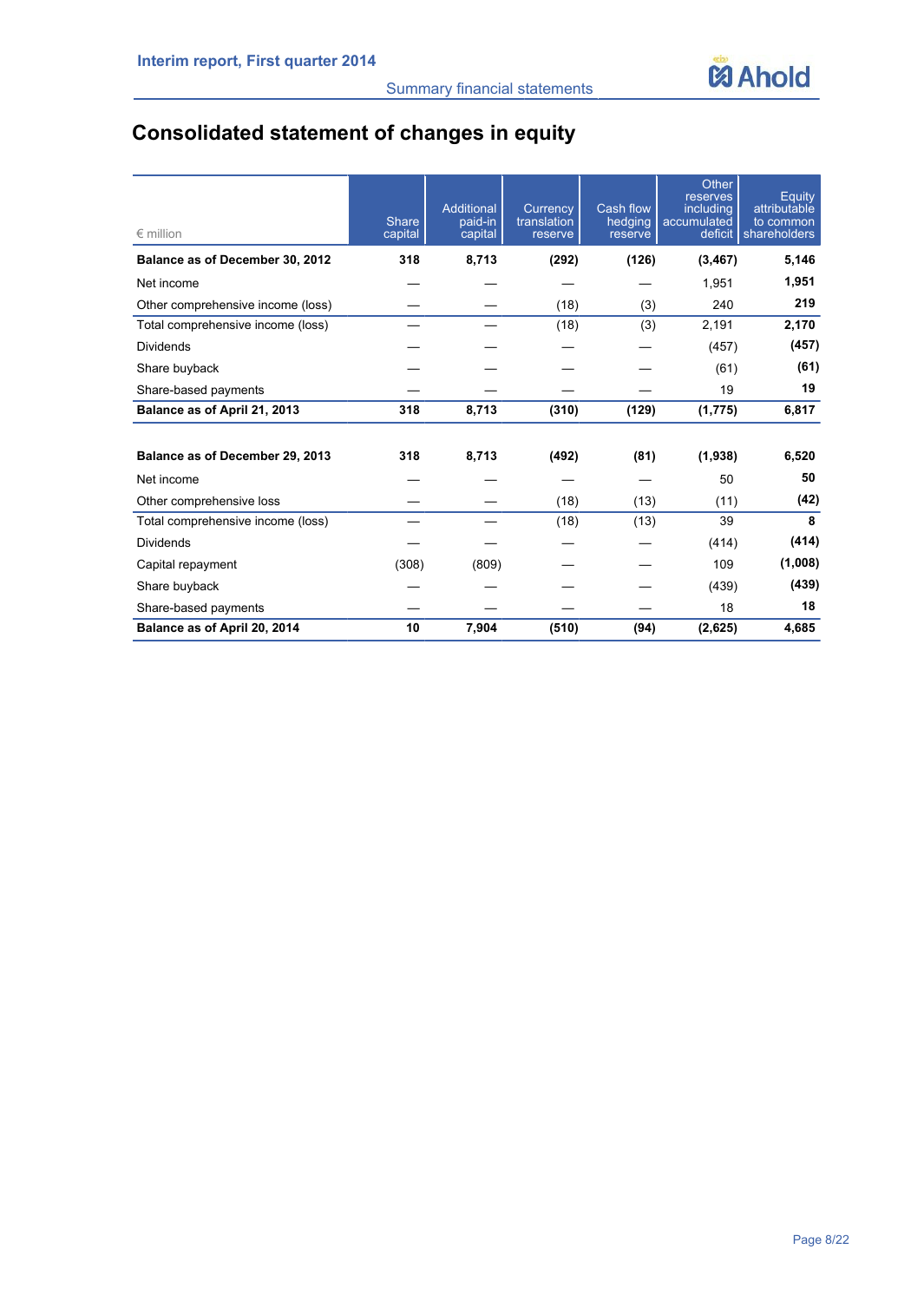# Consolidated statement of changes in equity

| € million | Share capital | Additional paid-in capital | Currency translation reserve | Cash flow hedging reserve | Other reserves including accumulated deficit | Equity attributable to common shareholders |
|---|---|---|---|---|---|---|
| **Balance as of December 30, 2012** | **318** | **8,713** | **(292)** | **(126)** | **(3,467)** | **5,146** |
| Net income | — | — | — | — | 1,951 | **1,951** |
| Other comprehensive income (loss) | — | — | (18) | (3) | 240 | **219** |
| Total comprehensive income (loss) | — | — | (18) | (3) | 2,191 | **2,170** |
| Dividends | — | — | — | — | (457) | **(457)** |
| Share buyback | — | — | — | — | (61) | **(61)** |
| Share-based payments | — | — | — | — | 19 | **19** |
| **Balance as of April 21, 2013** | **318** | **8,713** | **(310)** | **(129)** | **(1,775)** | **6,817** |
| | | | | | | |
| **Balance as of December 29, 2013** | **318** | **8,713** | **(492)** | **(81)** | **(1,938)** | **6,520** |
| Net income | — | — | — | — | 50 | **50** |
| Other comprehensive loss | — | — | (18) | (13) | (11) | **(42)** |
| Total comprehensive income (loss) | — | — | (18) | (13) | 39 | **8** |
| Dividends | — | — | — | — | (414) | **(414)** |
| Capital repayment | (308) | (809) | — | — | 109 | **(1,008)** |
| Share buyback | — | — | — | — | (439) | **(439)** |
| Share-based payments | — | — | — | — | 18 | **18** |
| **Balance as of April 20, 2014** | **10** | **7,904** | **(510)** | **(94)** | **(2,625)** | **4,685** |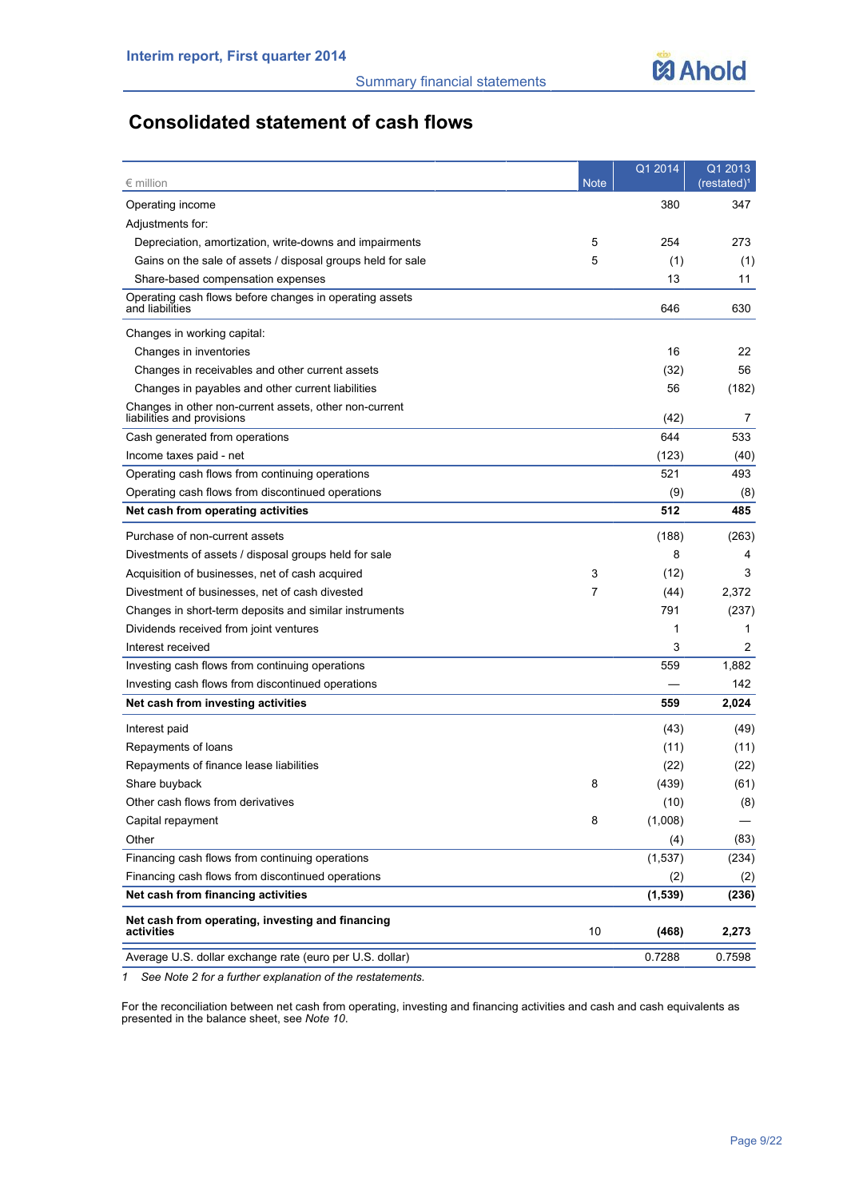# Consolidated statement of cash flows

| € million | Note | Q1 2014 | Q1 2013 (restated)[1] |
|---|---|---|---|
| Operating income | | 380 | 347 |
| Adjustments for: | | | |
| Depreciation, amortization, write-downs and impairments | 5 | 254 | 273 |
| Gains on the sale of assets / disposal groups held for sale | 5 | (1) | (1) |
| Share-based compensation expenses | | 13 | 11 |
| Operating cash flows before changes in operating assets and liabilities | | 646 | 630 |
| Changes in working capital: | | | |
| Changes in inventories | | 16 | 22 |
| Changes in receivables and other current assets | | (32) | 56 |
| Changes in payables and other current liabilities | | 56 | (182) |
| Changes in other non-current assets, other non-current liabilities and provisions | | (42) | 7 |
| Cash generated from operations | | 644 | 533 |
| Income taxes paid - net | | (123) | (40) |
| Operating cash flows from continuing operations | | 521 | 493 |
| Operating cash flows from discontinued operations | | (9) | (8) |
| **Net cash from operating activities** | | **512** | **485** |
| Purchase of non-current assets | | (188) | (263) |
| Divestments of assets / disposal groups held for sale | | 8 | 4 |
| Acquisition of businesses, net of cash acquired | 3 | (12) | 3 |
| Divestment of businesses, net of cash divested | 7 | (44) | 2,372 |
| Changes in short-term deposits and similar instruments | | 791 | (237) |
| Dividends received from joint ventures | | 1 | 1 |
| Interest received | | 3 | 2 |
| Investing cash flows from continuing operations | | 559 | 1,882 |
| Investing cash flows from discontinued operations | | — | 142 |
| **Net cash from investing activities** | | **559** | **2,024** |
| Interest paid | | (43) | (49) |
| Repayments of loans | | (11) | (11) |
| Repayments of finance lease liabilities | | (22) | (22) |
| Share buyback | 8 | (439) | (61) |
| Other cash flows from derivatives | | (10) | (8) |
| Capital repayment | 8 | (1,008) | — |
| Other | | (4) | (83) |
| Financing cash flows from continuing operations | | (1,537) | (234) |
| Financing cash flows from discontinued operations | | (2) | (2) |
| **Net cash from financing activities** | | **(1,539)** | **(236)** |
| **Net cash from operating, investing and financing activities** | 10 | **(468)** | **2,273** |
| Average U.S. dollar exchange rate (euro per U.S. dollar) | | 0.7288 | 0.7598 |

1 *See Note 2 for a further explanation of the restatements.*

For the reconciliation between net cash from operating, investing and financing activities and cash and cash equivalents as presented in the balance sheet, see *Note 10*.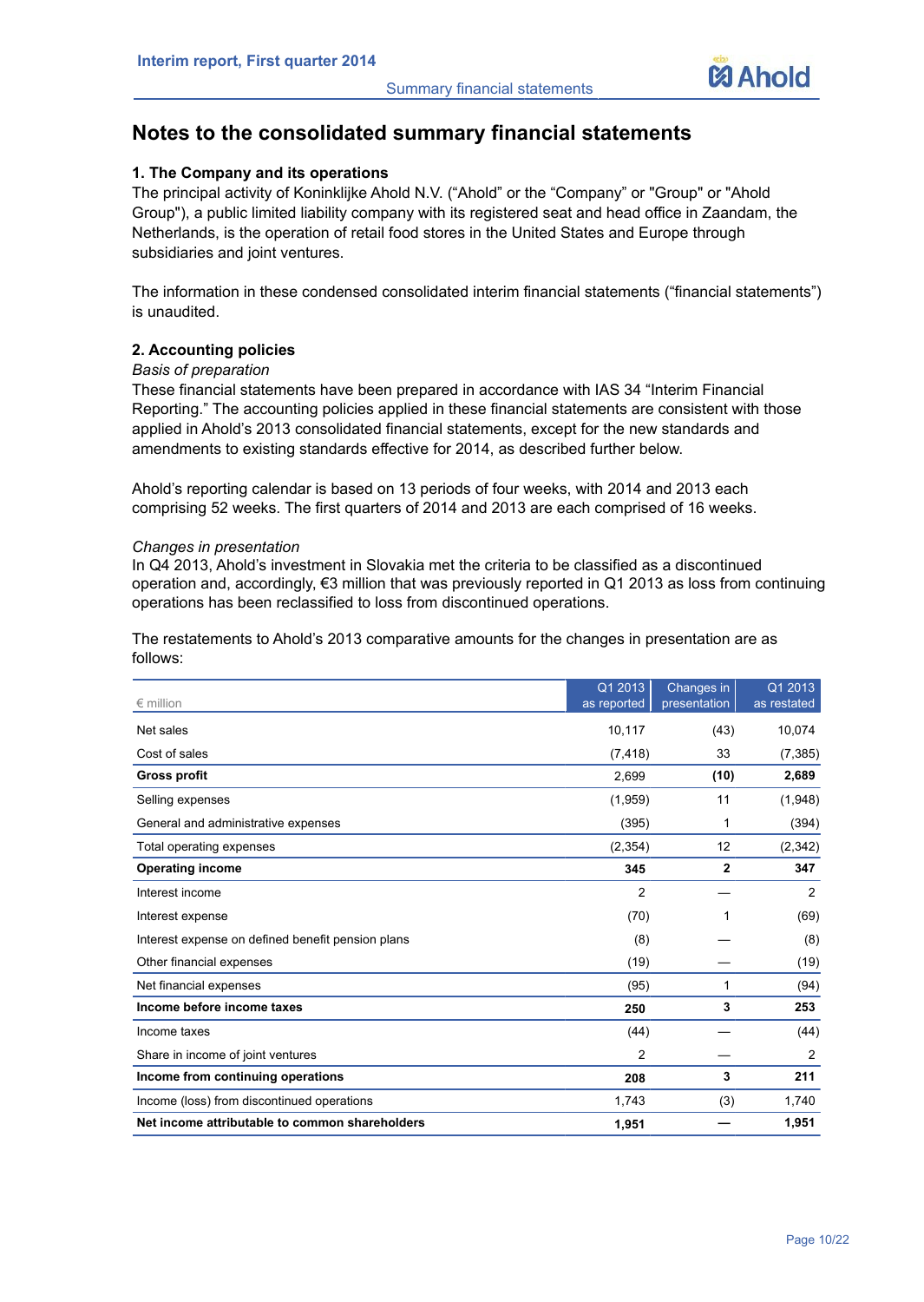# Notes to the consolidated summary financial statements

### 1. The Company and its operations

The principal activity of Koninklijke Ahold N.V. ("Ahold" or the "Company" or "Group" or "Ahold Group"), a public limited liability company with its registered seat and head office in Zaandam, the Netherlands, is the operation of retail food stores in the United States and Europe through subsidiaries and joint ventures.

The information in these condensed consolidated interim financial statements ("financial statements") is unaudited.

### 2. Accounting policies

*Basis of preparation*

These financial statements have been prepared in accordance with IAS 34 "Interim Financial Reporting." The accounting policies applied in these financial statements are consistent with those applied in Ahold's 2013 consolidated financial statements, except for the new standards and amendments to existing standards effective for 2014, as described further below.

Ahold's reporting calendar is based on 13 periods of four weeks, with 2014 and 2013 each comprising 52 weeks. The first quarters of 2014 and 2013 are each comprised of 16 weeks.

*Changes in presentation*

In Q4 2013, Ahold's investment in Slovakia met the criteria to be classified as a discontinued operation and, accordingly, €3 million that was previously reported in Q1 2013 as loss from continuing operations has been reclassified to loss from discontinued operations.

The restatements to Ahold's 2013 comparative amounts for the changes in presentation are as follows:

| € million | Q1 2013 as reported | Changes in presentation | Q1 2013 as restated |
|---|---|---|---|
| Net sales | 10,117 | (43) | 10,074 |
| Cost of sales | (7,418) | 33 | (7,385) |
| **Gross profit** | 2,699 | **(10)** | **2,689** |
| Selling expenses | (1,959) | 11 | (1,948) |
| General and administrative expenses | (395) | 1 | (394) |
| Total operating expenses | (2,354) | 12 | (2,342) |
| **Operating income** | **345** | **2** | **347** |
| Interest income | 2 | — | 2 |
| Interest expense | (70) | 1 | (69) |
| Interest expense on defined benefit pension plans | (8) | — | (8) |
| Other financial expenses | (19) | — | (19) |
| Net financial expenses | (95) | 1 | (94) |
| **Income before income taxes** | **250** | **3** | **253** |
| Income taxes | (44) | — | (44) |
| Share in income of joint ventures | 2 | — | 2 |
| **Income from continuing operations** | **208** | **3** | **211** |
| Income (loss) from discontinued operations | 1,743 | (3) | 1,740 |
| **Net income attributable to common shareholders** | **1,951** | **—** | **1,951** |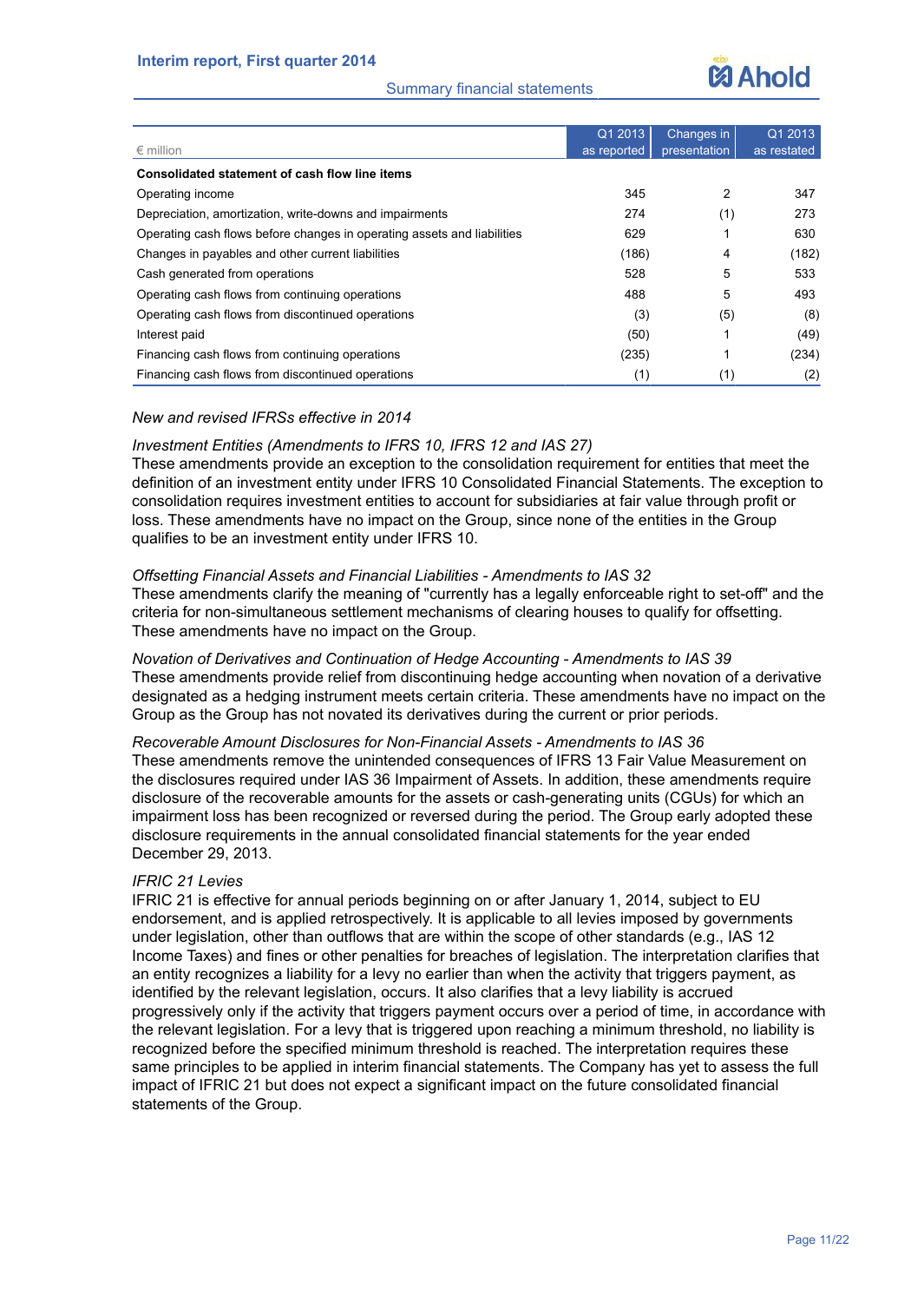| € million | Q1 2013 as reported | Changes in presentation | Q1 2013 as restated |
|---|---|---|---|
| **Consolidated statement of cash flow line items** | | | |
| Operating income | 345 | 2 | 347 |
| Depreciation, amortization, write-downs and impairments | 274 | (1) | 273 |
| Operating cash flows before changes in operating assets and liabilities | 629 | 1 | 630 |
| Changes in payables and other current liabilities | (186) | 4 | (182) |
| Cash generated from operations | 528 | 5 | 533 |
| Operating cash flows from continuing operations | 488 | 5 | 493 |
| Operating cash flows from discontinued operations | (3) | (5) | (8) |
| Interest paid | (50) | 1 | (49) |
| Financing cash flows from continuing operations | (235) | 1 | (234) |
| Financing cash flows from discontinued operations | (1) | (1) | (2) |

*New and revised IFRSs effective in 2014*

*Investment Entities (Amendments to IFRS 10, IFRS 12 and IAS 27)*
These amendments provide an exception to the consolidation requirement for entities that meet the definition of an investment entity under IFRS 10 Consolidated Financial Statements. The exception to consolidation requires investment entities to account for subsidiaries at fair value through profit or loss. These amendments have no impact on the Group, since none of the entities in the Group qualifies to be an investment entity under IFRS 10.

*Offsetting Financial Assets and Financial Liabilities - Amendments to IAS 32*
These amendments clarify the meaning of "currently has a legally enforceable right to set-off" and the criteria for non-simultaneous settlement mechanisms of clearing houses to qualify for offsetting. These amendments have no impact on the Group.

*Novation of Derivatives and Continuation of Hedge Accounting - Amendments to IAS 39*
These amendments provide relief from discontinuing hedge accounting when novation of a derivative designated as a hedging instrument meets certain criteria. These amendments have no impact on the Group as the Group has not novated its derivatives during the current or prior periods.

*Recoverable Amount Disclosures for Non-Financial Assets - Amendments to IAS 36*
These amendments remove the unintended consequences of IFRS 13 Fair Value Measurement on the disclosures required under IAS 36 Impairment of Assets. In addition, these amendments require disclosure of the recoverable amounts for the assets or cash-generating units (CGUs) for which an impairment loss has been recognized or reversed during the period. The Group early adopted these disclosure requirements in the annual consolidated financial statements for the year ended December 29, 2013.

*IFRIC 21 Levies*
IFRIC 21 is effective for annual periods beginning on or after January 1, 2014, subject to EU endorsement, and is applied retrospectively. It is applicable to all levies imposed by governments under legislation, other than outflows that are within the scope of other standards (e.g., IAS 12 Income Taxes) and fines or other penalties for breaches of legislation. The interpretation clarifies that an entity recognizes a liability for a levy no earlier than when the activity that triggers payment, as identified by the relevant legislation, occurs. It also clarifies that a levy liability is accrued progressively only if the activity that triggers payment occurs over a period of time, in accordance with the relevant legislation. For a levy that is triggered upon reaching a minimum threshold, no liability is recognized before the specified minimum threshold is reached. The interpretation requires these same principles to be applied in interim financial statements. The Company has yet to assess the full impact of IFRIC 21 but does not expect a significant impact on the future consolidated financial statements of the Group.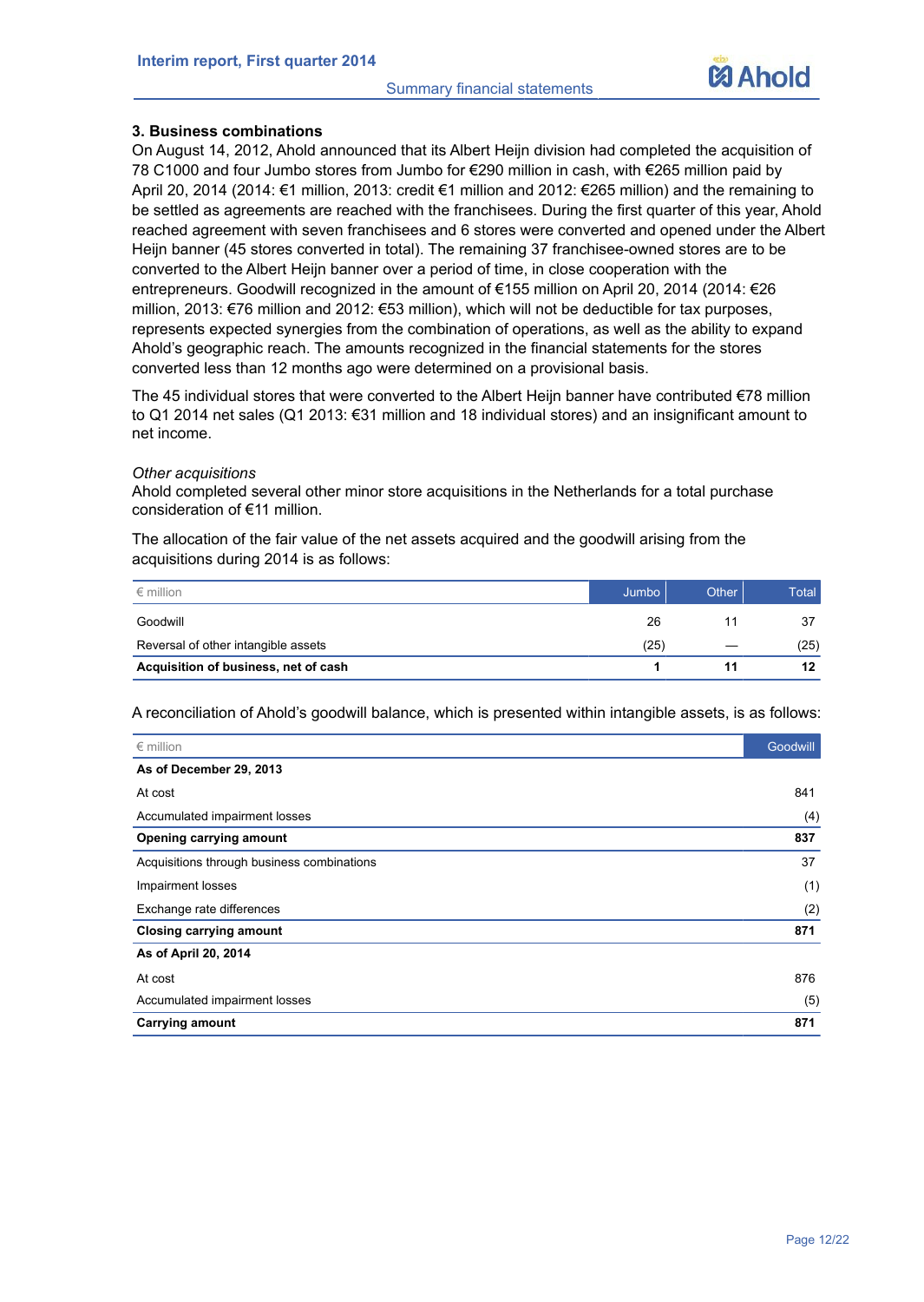### 3. Business combinations

On August 14, 2012, Ahold announced that its Albert Heijn division had completed the acquisition of 78 C1000 and four Jumbo stores from Jumbo for €290 million in cash, with €265 million paid by April 20, 2014 (2014: €1 million, 2013: credit €1 million and 2012: €265 million) and the remaining to be settled as agreements are reached with the franchisees. During the first quarter of this year, Ahold reached agreement with seven franchisees and 6 stores were converted and opened under the Albert Heijn banner (45 stores converted in total). The remaining 37 franchisee-owned stores are to be converted to the Albert Heijn banner over a period of time, in close cooperation with the entrepreneurs. Goodwill recognized in the amount of €155 million on April 20, 2014 (2014: €26 million, 2013: €76 million and 2012: €53 million), which will not be deductible for tax purposes, represents expected synergies from the combination of operations, as well as the ability to expand Ahold's geographic reach. The amounts recognized in the financial statements for the stores converted less than 12 months ago were determined on a provisional basis.

The 45 individual stores that were converted to the Albert Heijn banner have contributed €78 million to Q1 2014 net sales (Q1 2013: €31 million and 18 individual stores) and an insignificant amount to net income.

*Other acquisitions*

Ahold completed several other minor store acquisitions in the Netherlands for a total purchase consideration of €11 million.

The allocation of the fair value of the net assets acquired and the goodwill arising from the acquisitions during 2014 is as follows:

| € million | Jumbo | Other | Total |
|---|---|---|---|
| Goodwill | 26 | 11 | 37 |
| Reversal of other intangible assets | (25) | — | (25) |
| **Acquisition of business, net of cash** | **1** | **11** | **12** |

A reconciliation of Ahold's goodwill balance, which is presented within intangible assets, is as follows:

| € million | Goodwill |
|---|---|
| **As of December 29, 2013** | |
| At cost | 841 |
| Accumulated impairment losses | (4) |
| **Opening carrying amount** | **837** |
| Acquisitions through business combinations | 37 |
| Impairment losses | (1) |
| Exchange rate differences | (2) |
| **Closing carrying amount** | **871** |
| **As of April 20, 2014** | |
| At cost | 876 |
| Accumulated impairment losses | (5) |
| **Carrying amount** | **871** |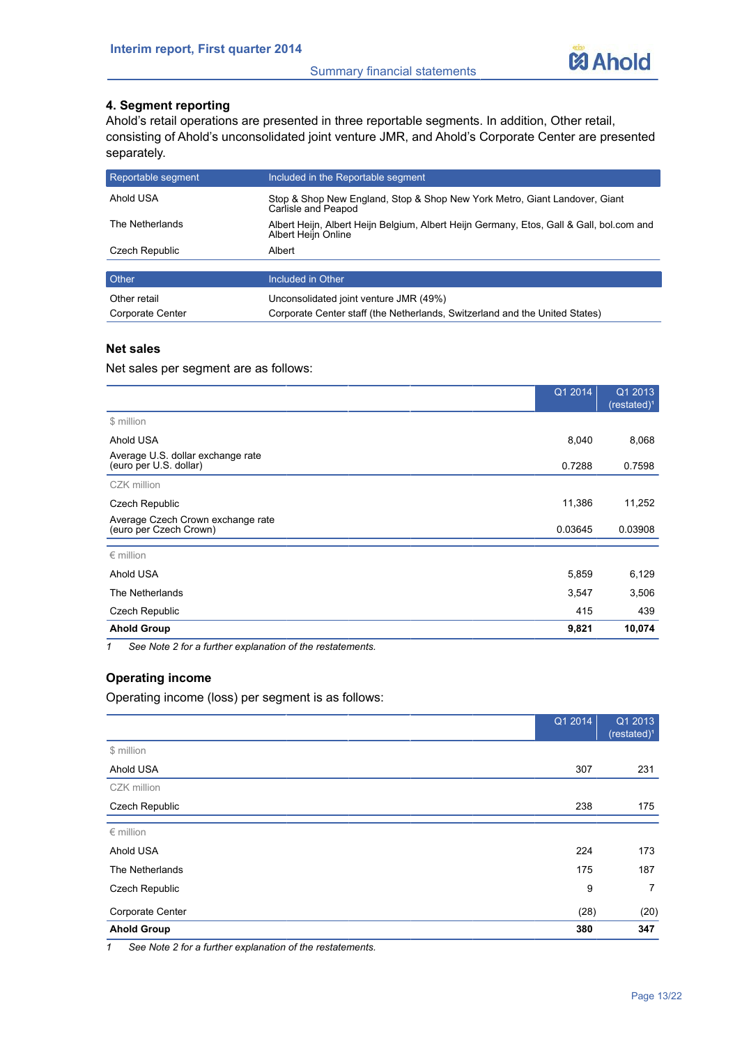## 4. Segment reporting

Ahold's retail operations are presented in three reportable segments. In addition, Other retail, consisting of Ahold's unconsolidated joint venture JMR, and Ahold's Corporate Center are presented separately.

| Reportable segment | Included in the Reportable segment |
| --- | --- |
| Ahold USA | Stop & Shop New England, Stop & Shop New York Metro, Giant Landover, Giant Carlisle and Peapod |
| The Netherlands | Albert Heijn, Albert Heijn Belgium, Albert Heijn Germany, Etos, Gall & Gall, bol.com and Albert Heijn Online |
| Czech Republic | Albert |

| Other | Included in Other |
| --- | --- |
| Other retail | Unconsolidated joint venture JMR (49%) |
| Corporate Center | Corporate Center staff (the Netherlands, Switzerland and the United States) |

### Net sales

Net sales per segment are as follows:

| | Q1 2014 | Q1 2013 (restated)[1] |
| --- | --- | --- |
| $ million | | |
| Ahold USA | 8,040 | 8,068 |
| Average U.S. dollar exchange rate (euro per U.S. dollar) | 0.7288 | 0.7598 |
| CZK million | | |
| Czech Republic | 11,386 | 11,252 |
| Average Czech Crown exchange rate (euro per Czech Crown) | 0.03645 | 0.03908 |
| € million | | |
| Ahold USA | 5,859 | 6,129 |
| The Netherlands | 3,547 | 3,506 |
| Czech Republic | 415 | 439 |
| **Ahold Group** | **9,821** | **10,074** |

1 *See Note 2 for a further explanation of the restatements.*

### Operating income

Operating income (loss) per segment is as follows:

| | Q1 2014 | Q1 2013 (restated)[1] |
| --- | --- | --- |
| $ million | | |
| Ahold USA | 307 | 231 |
| CZK million | | |
| Czech Republic | 238 | 175 |
| € million | | |
| Ahold USA | 224 | 173 |
| The Netherlands | 175 | 187 |
| Czech Republic | 9 | 7 |
| Corporate Center | (28) | (20) |
| **Ahold Group** | **380** | **347** |

1 *See Note 2 for a further explanation of the restatements.*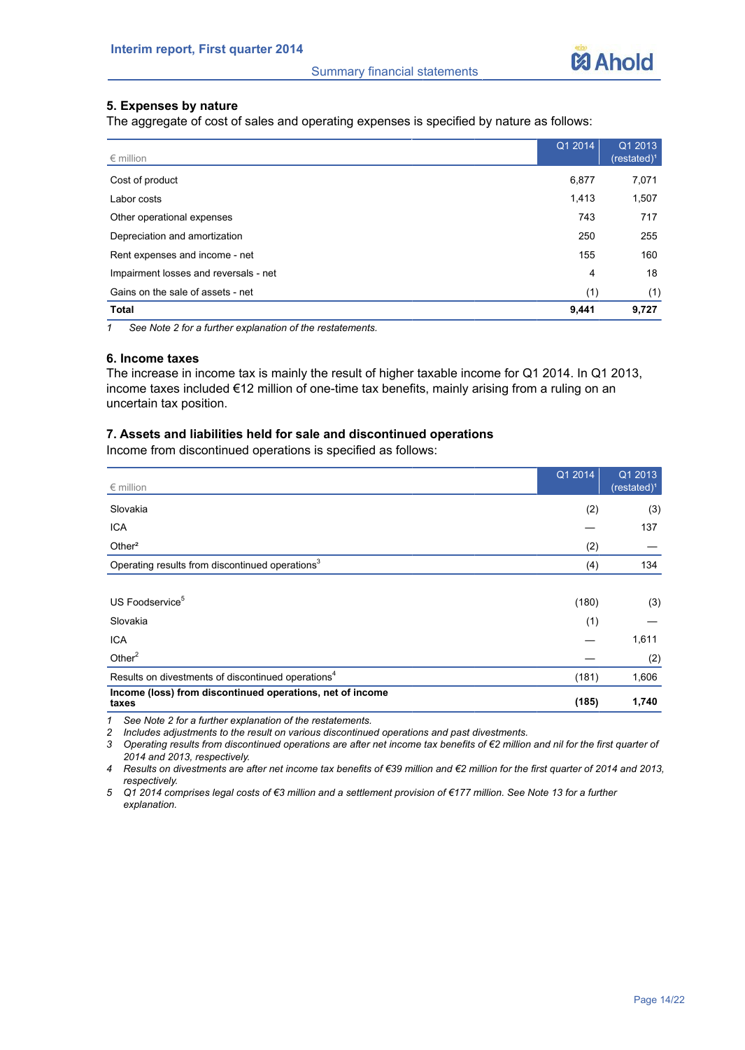## 5. Expenses by nature

The aggregate of cost of sales and operating expenses is specified by nature as follows:

| € million | Q1 2014 | Q1 2013 (restated)[1] |
|---|---|---|
| Cost of product | 6,877 | 7,071 |
| Labor costs | 1,413 | 1,507 |
| Other operational expenses | 743 | 717 |
| Depreciation and amortization | 250 | 255 |
| Rent expenses and income - net | 155 | 160 |
| Impairment losses and reversals - net | 4 | 18 |
| Gains on the sale of assets - net | (1) | (1) |
| **Total** | **9,441** | **9,727** |

*1 See Note 2 for a further explanation of the restatements.*

## 6. Income taxes

The increase in income tax is mainly the result of higher taxable income for Q1 2014. In Q1 2013, income taxes included €12 million of one-time tax benefits, mainly arising from a ruling on an uncertain tax position.

## 7. Assets and liabilities held for sale and discontinued operations

Income from discontinued operations is specified as follows:

| € million | Q1 2014 | Q1 2013 (restated)[1] |
|---|---|---|
| Slovakia | (2) | (3) |
| ICA | — | 137 |
| Other[2] | (2) | — |
| Operating results from discontinued operations[3] | (4) | 134 |
| | | |
| US Foodservice[5] | (180) | (3) |
| Slovakia | (1) | — |
| ICA | — | 1,611 |
| Other[2] | — | (2) |
| Results on divestments of discontinued operations[4] | (181) | 1,606 |
| **Income (loss) from discontinued operations, net of income taxes** | **(185)** | **1,740** |

*1 See Note 2 for a further explanation of the restatements.*
*2 Includes adjustments to the result on various discontinued operations and past divestments.*
*3 Operating results from discontinued operations are after net income tax benefits of €2 million and nil for the first quarter of 2014 and 2013, respectively.*
*4 Results on divestments are after net income tax benefits of €39 million and €2 million for the first quarter of 2014 and 2013, respectively.*
*5 Q1 2014 comprises legal costs of €3 million and a settlement provision of €177 million. See Note 13 for a further explanation.*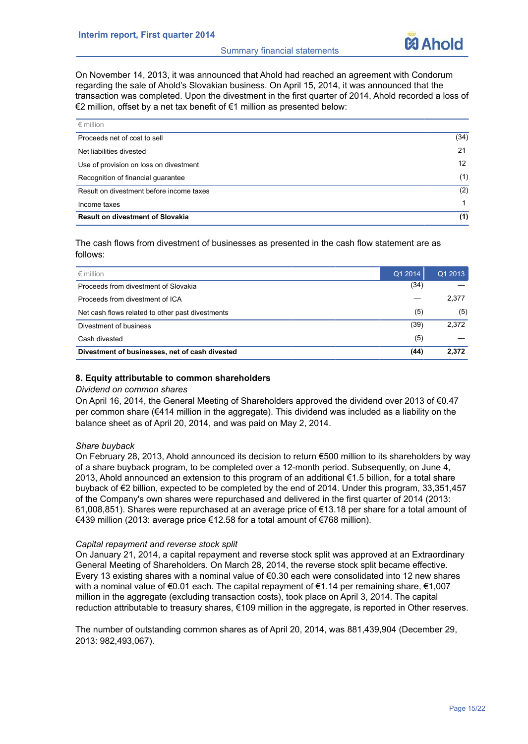On November 14, 2013, it was announced that Ahold had reached an agreement with Condorum regarding the sale of Ahold's Slovakian business. On April 15, 2014, it was announced that the transaction was completed. Upon the divestment in the first quarter of 2014, Ahold recorded a loss of €2 million, offset by a net tax benefit of €1 million as presented below:

| € million | |
|---|---|
| Proceeds net of cost to sell | (34) |
| Net liabilities divested | 21 |
| Use of provision on loss on divestment | 12 |
| Recognition of financial guarantee | (1) |
| Result on divestment before income taxes | (2) |
| Income taxes | 1 |
| **Result on divestment of Slovakia** | **(1)** |

The cash flows from divestment of businesses as presented in the cash flow statement are as follows:

| € million | Q1 2014 | Q1 2013 |
|---|---|---|
| Proceeds from divestment of Slovakia | (34) | — |
| Proceeds from divestment of ICA | — | 2,377 |
| Net cash flows related to other past divestments | (5) | (5) |
| Divestment of business | (39) | 2,372 |
| Cash divested | (5) | — |
| **Divestment of businesses, net of cash divested** | **(44)** | **2,372** |

## 8. Equity attributable to common shareholders

*Dividend on common shares*

On April 16, 2014, the General Meeting of Shareholders approved the dividend over 2013 of €0.47 per common share (€414 million in the aggregate). This dividend was included as a liability on the balance sheet as of April 20, 2014, and was paid on May 2, 2014.

*Share buyback*

On February 28, 2013, Ahold announced its decision to return €500 million to its shareholders by way of a share buyback program, to be completed over a 12-month period. Subsequently, on June 4, 2013, Ahold announced an extension to this program of an additional €1.5 billion, for a total share buyback of €2 billion, expected to be completed by the end of 2014. Under this program, 33,351,457 of the Company's own shares were repurchased and delivered in the first quarter of 2014 (2013: 61,008,851). Shares were repurchased at an average price of €13.18 per share for a total amount of €439 million (2013: average price €12.58 for a total amount of €768 million).

*Capital repayment and reverse stock split*

On January 21, 2014, a capital repayment and reverse stock split was approved at an Extraordinary General Meeting of Shareholders. On March 28, 2014, the reverse stock split became effective. Every 13 existing shares with a nominal value of €0.30 each were consolidated into 12 new shares with a nominal value of €0.01 each. The capital repayment of €1.14 per remaining share, €1,007 million in the aggregate (excluding transaction costs), took place on April 3, 2014. The capital reduction attributable to treasury shares, €109 million in the aggregate, is reported in Other reserves.

The number of outstanding common shares as of April 20, 2014, was 881,439,904 (December 29, 2013: 982,493,067).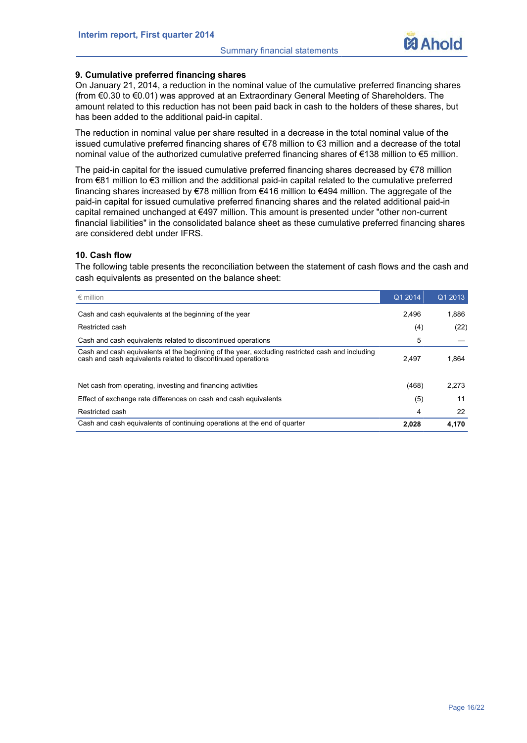### 9. Cumulative preferred financing shares

On January 21, 2014, a reduction in the nominal value of the cumulative preferred financing shares (from €0.30 to €0.01) was approved at an Extraordinary General Meeting of Shareholders. The amount related to this reduction has not been paid back in cash to the holders of these shares, but has been added to the additional paid-in capital.

The reduction in nominal value per share resulted in a decrease in the total nominal value of the issued cumulative preferred financing shares of €78 million to €3 million and a decrease of the total nominal value of the authorized cumulative preferred financing shares of €138 million to €5 million.

The paid-in capital for the issued cumulative preferred financing shares decreased by €78 million from €81 million to €3 million and the additional paid-in capital related to the cumulative preferred financing shares increased by €78 million from €416 million to €494 million. The aggregate of the paid-in capital for issued cumulative preferred financing shares and the related additional paid-in capital remained unchanged at €497 million. This amount is presented under "other non-current financial liabilities" in the consolidated balance sheet as these cumulative preferred financing shares are considered debt under IFRS.

### 10. Cash flow

The following table presents the reconciliation between the statement of cash flows and the cash and cash equivalents as presented on the balance sheet:

| € million | Q1 2014 | Q1 2013 |
|---|---|---|
| Cash and cash equivalents at the beginning of the year | 2,496 | 1,886 |
| Restricted cash | (4) | (22) |
| Cash and cash equivalents related to discontinued operations | 5 | — |
| Cash and cash equivalents at the beginning of the year, excluding restricted cash and including cash and cash equivalents related to discontinued operations | 2,497 | 1,864 |
| | | |
| Net cash from operating, investing and financing activities | (468) | 2,273 |
| Effect of exchange rate differences on cash and cash equivalents | (5) | 11 |
| Restricted cash | 4 | 22 |
| Cash and cash equivalents of continuing operations at the end of quarter | **2,028** | **4,170** |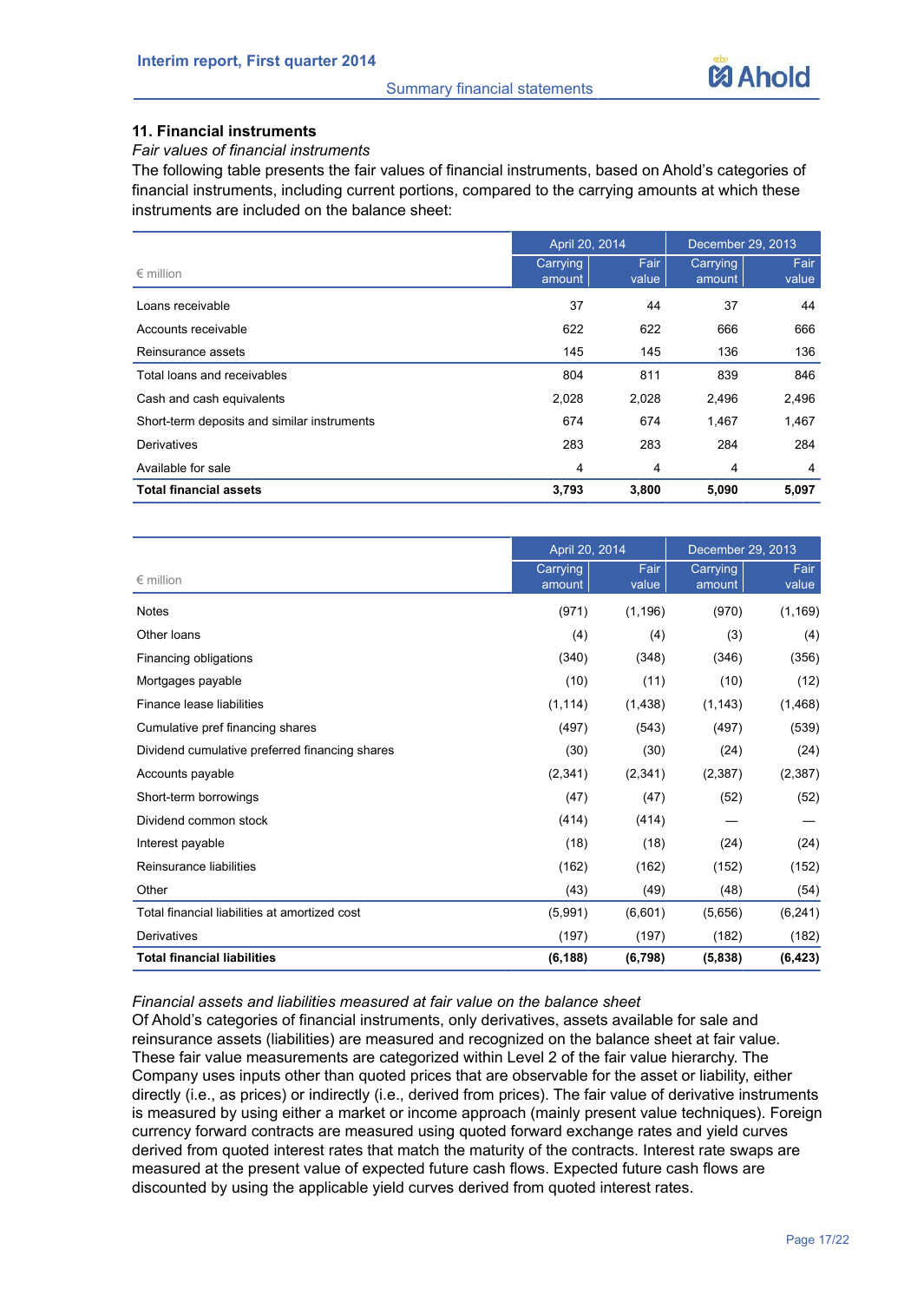## 11. Financial instruments

*Fair values of financial instruments*

The following table presents the fair values of financial instruments, based on Ahold's categories of financial instruments, including current portions, compared to the carrying amounts at which these instruments are included on the balance sheet:

| € million | April 20, 2014 | | December 29, 2013 | |
|---|---|---|---|---|
| | Carrying amount | Fair value | Carrying amount | Fair value |
| Loans receivable | 37 | 44 | 37 | 44 |
| Accounts receivable | 622 | 622 | 666 | 666 |
| Reinsurance assets | 145 | 145 | 136 | 136 |
| Total loans and receivables | 804 | 811 | 839 | 846 |
| Cash and cash equivalents | 2,028 | 2,028 | 2,496 | 2,496 |
| Short-term deposits and similar instruments | 674 | 674 | 1,467 | 1,467 |
| Derivatives | 283 | 283 | 284 | 284 |
| Available for sale | 4 | 4 | 4 | 4 |
| **Total financial assets** | **3,793** | **3,800** | **5,090** | **5,097** |

| € million | April 20, 2014 | | December 29, 2013 | |
|---|---|---|---|---|
| | Carrying amount | Fair value | Carrying amount | Fair value |
| Notes | (971) | (1,196) | (970) | (1,169) |
| Other loans | (4) | (4) | (3) | (4) |
| Financing obligations | (340) | (348) | (346) | (356) |
| Mortgages payable | (10) | (11) | (10) | (12) |
| Finance lease liabilities | (1,114) | (1,438) | (1,143) | (1,468) |
| Cumulative pref financing shares | (497) | (543) | (497) | (539) |
| Dividend cumulative preferred financing shares | (30) | (30) | (24) | (24) |
| Accounts payable | (2,341) | (2,341) | (2,387) | (2,387) |
| Short-term borrowings | (47) | (47) | (52) | (52) |
| Dividend common stock | (414) | (414) | — | — |
| Interest payable | (18) | (18) | (24) | (24) |
| Reinsurance liabilities | (162) | (162) | (152) | (152) |
| Other | (43) | (49) | (48) | (54) |
| Total financial liabilities at amortized cost | (5,991) | (6,601) | (5,656) | (6,241) |
| Derivatives | (197) | (197) | (182) | (182) |
| **Total financial liabilities** | **(6,188)** | **(6,798)** | **(5,838)** | **(6,423)** |

*Financial assets and liabilities measured at fair value on the balance sheet*

Of Ahold's categories of financial instruments, only derivatives, assets available for sale and reinsurance assets (liabilities) are measured and recognized on the balance sheet at fair value. These fair value measurements are categorized within Level 2 of the fair value hierarchy. The Company uses inputs other than quoted prices that are observable for the asset or liability, either directly (i.e., as prices) or indirectly (i.e., derived from prices). The fair value of derivative instruments is measured by using either a market or income approach (mainly present value techniques). Foreign currency forward contracts are measured using quoted forward exchange rates and yield curves derived from quoted interest rates that match the maturity of the contracts. Interest rate swaps are measured at the present value of expected future cash flows. Expected future cash flows are discounted by using the applicable yield curves derived from quoted interest rates.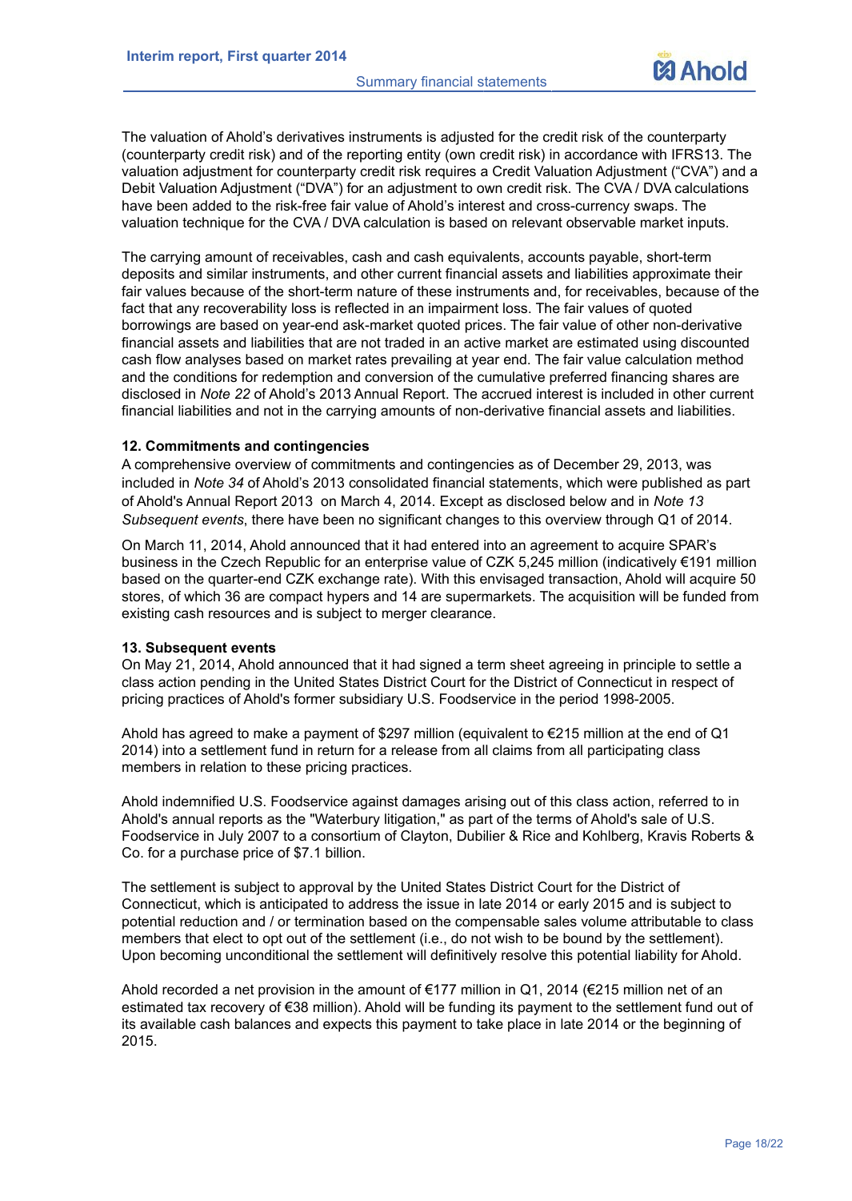The valuation of Ahold's derivatives instruments is adjusted for the credit risk of the counterparty (counterparty credit risk) and of the reporting entity (own credit risk) in accordance with IFRS13. The valuation adjustment for counterparty credit risk requires a Credit Valuation Adjustment ("CVA") and a Debit Valuation Adjustment ("DVA") for an adjustment to own credit risk. The CVA / DVA calculations have been added to the risk-free fair value of Ahold's interest and cross-currency swaps. The valuation technique for the CVA / DVA calculation is based on relevant observable market inputs.

The carrying amount of receivables, cash and cash equivalents, accounts payable, short-term deposits and similar instruments, and other current financial assets and liabilities approximate their fair values because of the short-term nature of these instruments and, for receivables, because of the fact that any recoverability loss is reflected in an impairment loss. The fair values of quoted borrowings are based on year-end ask-market quoted prices. The fair value of other non-derivative financial assets and liabilities that are not traded in an active market are estimated using discounted cash flow analyses based on market rates prevailing at year end. The fair value calculation method and the conditions for redemption and conversion of the cumulative preferred financing shares are disclosed in *Note 22* of Ahold's 2013 Annual Report. The accrued interest is included in other current financial liabilities and not in the carrying amounts of non-derivative financial assets and liabilities.

**12. Commitments and contingencies**

A comprehensive overview of commitments and contingencies as of December 29, 2013, was included in *Note 34* of Ahold's 2013 consolidated financial statements, which were published as part of Ahold's Annual Report 2013 on March 4, 2014. Except as disclosed below and in *Note 13 Subsequent events*, there have been no significant changes to this overview through Q1 of 2014.

On March 11, 2014, Ahold announced that it had entered into an agreement to acquire SPAR's business in the Czech Republic for an enterprise value of CZK 5,245 million (indicatively €191 million based on the quarter-end CZK exchange rate). With this envisaged transaction, Ahold will acquire 50 stores, of which 36 are compact hypers and 14 are supermarkets. The acquisition will be funded from existing cash resources and is subject to merger clearance.

**13. Subsequent events**

On May 21, 2014, Ahold announced that it had signed a term sheet agreeing in principle to settle a class action pending in the United States District Court for the District of Connecticut in respect of pricing practices of Ahold's former subsidiary U.S. Foodservice in the period 1998-2005.

Ahold has agreed to make a payment of $297 million (equivalent to €215 million at the end of Q1 2014) into a settlement fund in return for a release from all claims from all participating class members in relation to these pricing practices.

Ahold indemnified U.S. Foodservice against damages arising out of this class action, referred to in Ahold's annual reports as the "Waterbury litigation," as part of the terms of Ahold's sale of U.S. Foodservice in July 2007 to a consortium of Clayton, Dubilier & Rice and Kohlberg, Kravis Roberts & Co. for a purchase price of $7.1 billion.

The settlement is subject to approval by the United States District Court for the District of Connecticut, which is anticipated to address the issue in late 2014 or early 2015 and is subject to potential reduction and / or termination based on the compensable sales volume attributable to class members that elect to opt out of the settlement (i.e., do not wish to be bound by the settlement). Upon becoming unconditional the settlement will definitively resolve this potential liability for Ahold.

Ahold recorded a net provision in the amount of €177 million in Q1, 2014 (€215 million net of an estimated tax recovery of €38 million). Ahold will be funding its payment to the settlement fund out of its available cash balances and expects this payment to take place in late 2014 or the beginning of 2015.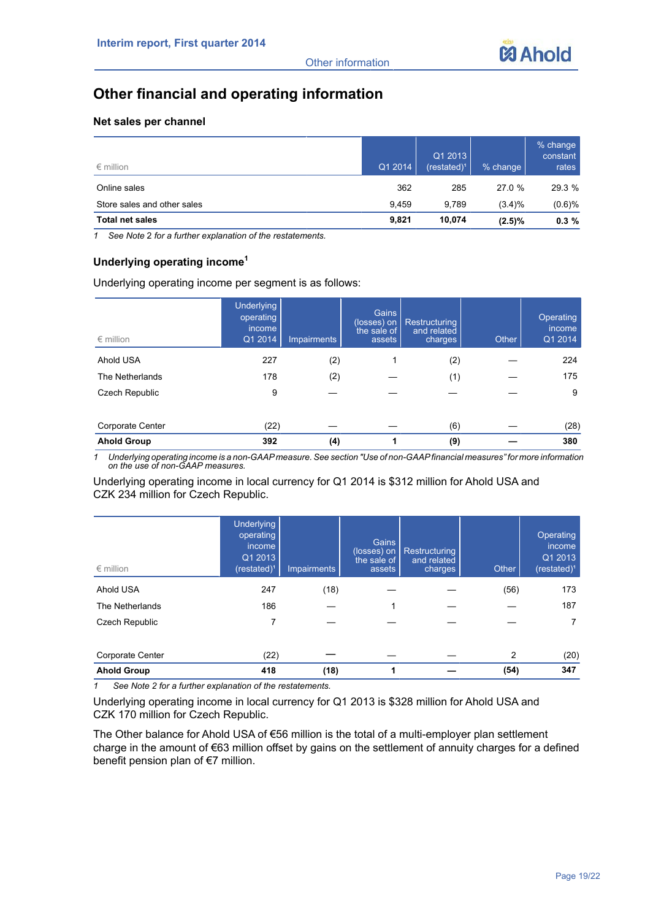# Other financial and operating information

## Net sales per channel

| € million | Q1 2014 | Q1 2013 (restated)[1] | % change | % change constant rates |
|---|---|---|---|---|
| Online sales | 362 | 285 | 27.0 % | 29.3 % |
| Store sales and other sales | 9,459 | 9,789 | (3.4)% | (0.6)% |
| **Total net sales** | **9,821** | **10,074** | **(2.5)%** | **0.3 %** |

1 *See Note 2 for a further explanation of the restatements.*

## Underlying operating income[1]

Underlying operating income per segment is as follows:

| € million | Underlying operating income Q1 2014 | Impairments | Gains (losses) on the sale of assets | Restructuring and related charges | Other | Operating income Q1 2014 |
|---|---|---|---|---|---|---|
| Ahold USA | 227 | (2) | 1 | (2) | — | 224 |
| The Netherlands | 178 | (2) | — | (1) | — | 175 |
| Czech Republic | 9 | — | — | — | — | 9 |
| Corporate Center | (22) | — | — | (6) | — | (28) |
| **Ahold Group** | **392** | **(4)** | **1** | **(9)** | **—** | **380** |

1 *Underlying operating income is a non-GAAP measure. See section "Use of non-GAAP financial measures" for more information on the use of non-GAAP measures.*

Underlying operating income in local currency for Q1 2014 is $312 million for Ahold USA and CZK 234 million for Czech Republic.

| € million | Underlying operating income Q1 2013 (restated)[1] | Impairments | Gains (losses) on the sale of assets | Restructuring and related charges | Other | Operating income Q1 2013 (restated)[1] |
|---|---|---|---|---|---|---|
| Ahold USA | 247 | (18) | — | — | (56) | 173 |
| The Netherlands | 186 | — | 1 | — | — | 187 |
| Czech Republic | 7 | — | — | — | — | 7 |
| Corporate Center | (22) | — | — | — | 2 | (20) |
| **Ahold Group** | **418** | **(18)** | **1** | **—** | **(54)** | **347** |

1 *See Note 2 for a further explanation of the restatements.*

Underlying operating income in local currency for Q1 2013 is $328 million for Ahold USA and CZK 170 million for Czech Republic.

The Other balance for Ahold USA of €56 million is the total of a multi-employer plan settlement charge in the amount of €63 million offset by gains on the settlement of annuity charges for a defined benefit pension plan of €7 million.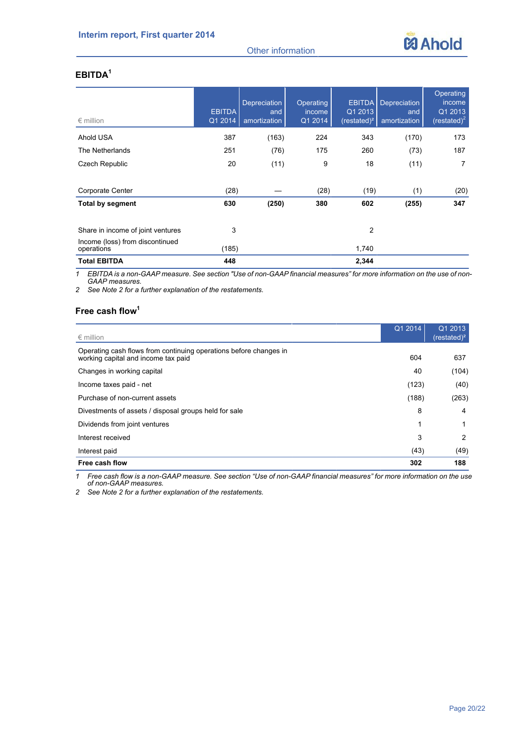Other information

## EBITDA[1]

| € million | EBITDA Q1 2014 | Depreciation and amortization | Operating income Q1 2014 | EBITDA Q1 2013 (restated)[2] | Depreciation and amortization | Operating income Q1 2013 (restated)[2] |
|---|---|---|---|---|---|---|
| Ahold USA | 387 | (163) | 224 | 343 | (170) | 173 |
| The Netherlands | 251 | (76) | 175 | 260 | (73) | 187 |
| Czech Republic | 20 | (11) | 9 | 18 | (11) | 7 |
| | | | | | | |
| Corporate Center | (28) | — | (28) | (19) | (1) | (20) |
| **Total by segment** | **630** | **(250)** | **380** | **602** | **(255)** | **347** |
| | | | | | | |
| Share in income of joint ventures | 3 | | | 2 | | |
| Income (loss) from discontinued operations | (185) | | | 1,740 | | |
| **Total EBITDA** | **448** | | | **2,344** | | |

1 *EBITDA is a non-GAAP measure. See section "Use of non-GAAP financial measures" for more information on the use of non-GAAP measures.*
2 *See Note 2 for a further explanation of the restatements.*

## Free cash flow[1]

| € million | Q1 2014 | Q1 2013 (restated)[2] |
|---|---|---|
| Operating cash flows from continuing operations before changes in working capital and income tax paid | 604 | 637 |
| Changes in working capital | 40 | (104) |
| Income taxes paid - net | (123) | (40) |
| Purchase of non-current assets | (188) | (263) |
| Divestments of assets / disposal groups held for sale | 8 | 4 |
| Dividends from joint ventures | 1 | 1 |
| Interest received | 3 | 2 |
| Interest paid | (43) | (49) |
| **Free cash flow** | **302** | **188** |

1 *Free cash flow is a non-GAAP measure. See section "Use of non-GAAP financial measures" for more information on the use of non-GAAP measures.*
2 *See Note 2 for a further explanation of the restatements.*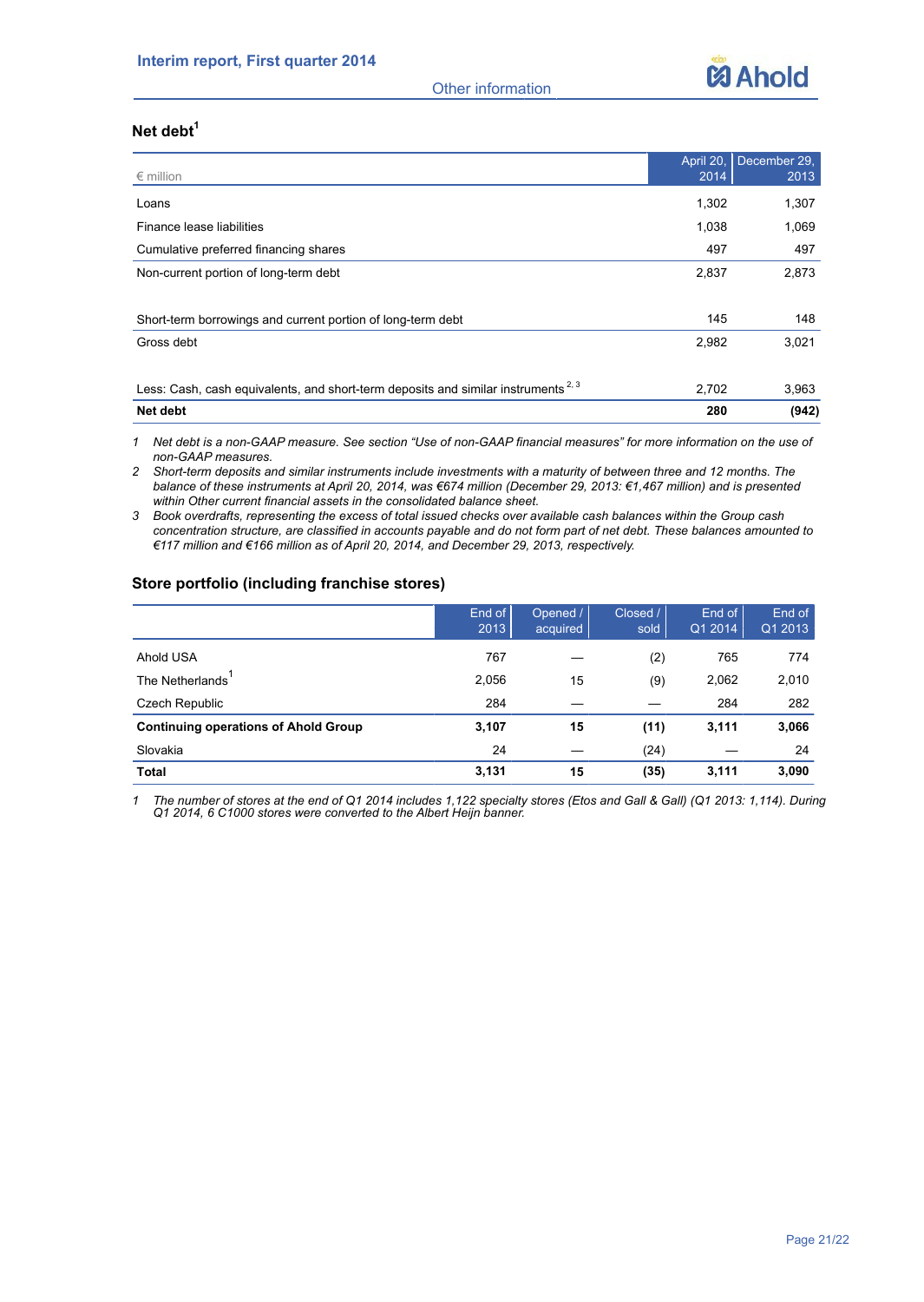## Net debt[1]

| € million | April 20, 2014 | December 29, 2013 |
|---|---|---|
| Loans | 1,302 | 1,307 |
| Finance lease liabilities | 1,038 | 1,069 |
| Cumulative preferred financing shares | 497 | 497 |
| Non-current portion of long-term debt | 2,837 | 2,873 |
| Short-term borrowings and current portion of long-term debt | 145 | 148 |
| Gross debt | 2,982 | 3,021 |
| Less: Cash, cash equivalents, and short-term deposits and similar instruments[2, 3] | 2,702 | 3,963 |
| **Net debt** | **280** | **(942)** |

*1 Net debt is a non-GAAP measure. See section "Use of non-GAAP financial measures" for more information on the use of non-GAAP measures.*

*2 Short-term deposits and similar instruments include investments with a maturity of between three and 12 months. The balance of these instruments at April 20, 2014, was €674 million (December 29, 2013: €1,467 million) and is presented within Other current financial assets in the consolidated balance sheet.*

*3 Book overdrafts, representing the excess of total issued checks over available cash balances within the Group cash concentration structure, are classified in accounts payable and do not form part of net debt. These balances amounted to €117 million and €166 million as of April 20, 2014, and December 29, 2013, respectively.*

## Store portfolio (including franchise stores)

| | End of 2013 | Opened / acquired | Closed / sold | End of Q1 2014 | End of Q1 2013 |
|---|---|---|---|---|---|
| Ahold USA | 767 | — | (2) | 765 | 774 |
| The Netherlands[1] | 2,056 | 15 | (9) | 2,062 | 2,010 |
| Czech Republic | 284 | — | — | 284 | 282 |
| **Continuing operations of Ahold Group** | **3,107** | **15** | **(11)** | **3,111** | **3,066** |
| Slovakia | 24 | — | (24) | — | 24 |
| **Total** | **3,131** | **15** | **(35)** | **3,111** | **3,090** |

*1 The number of stores at the end of Q1 2014 includes 1,122 specialty stores (Etos and Gall & Gall) (Q1 2013: 1,114). During Q1 2014, 6 C1000 stores were converted to the Albert Heijn banner.*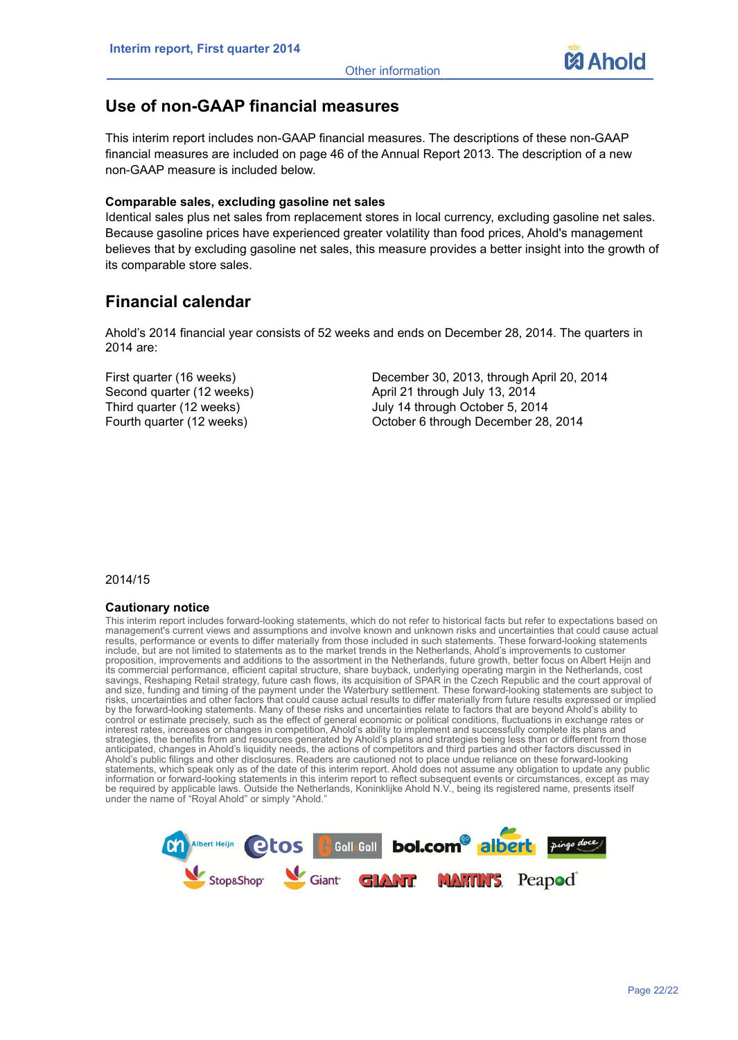## Use of non-GAAP financial measures

This interim report includes non-GAAP financial measures. The descriptions of these non-GAAP financial measures are included on page 46 of the Annual Report 2013. The description of a new non-GAAP measure is included below.

**Comparable sales, excluding gasoline net sales**
Identical sales plus net sales from replacement stores in local currency, excluding gasoline net sales. Because gasoline prices have experienced greater volatility than food prices, Ahold's management believes that by excluding gasoline net sales, this measure provides a better insight into the growth of its comparable store sales.

## Financial calendar

Ahold's 2014 financial year consists of 52 weeks and ends on December 28, 2014. The quarters in 2014 are:

| | |
|---|---|
| First quarter (16 weeks) | December 30, 2013, through April 20, 2014 |
| Second quarter (12 weeks) | April 21 through July 13, 2014 |
| Third quarter (12 weeks) | July 14 through October 5, 2014 |
| Fourth quarter (12 weeks) | October 6 through December 28, 2014 |

2014/15

**Cautionary notice**
This interim report includes forward-looking statements, which do not refer to historical facts but refer to expectations based on management's current views and assumptions and involve known and unknown risks and uncertainties that could cause actual results, performance or events to differ materially from those included in such statements. These forward-looking statements include, but are not limited to statements as to the market trends in the Netherlands, Ahold's improvements to customer proposition, improvements and additions to the assortment in the Netherlands, future growth, better focus on Albert Heijn and its commercial performance, efficient capital structure, share buyback, underlying operating margin in the Netherlands, cost savings, Reshaping Retail strategy, future cash flows, its acquisition of SPAR in the Czech Republic and the court approval of and size, funding and timing of the payment under the Waterbury settlement. These forward-looking statements are subject to risks, uncertainties and other factors that could cause actual results to differ materially from future results expressed or implied by the forward-looking statements. Many of these risks and uncertainties relate to factors that are beyond Ahold's ability to control or estimate precisely, such as the effect of general economic or political conditions, fluctuations in exchange rates or interest rates, increases or changes in competition, Ahold's ability to implement and successfully complete its plans and strategies, the benefits from and resources generated by Ahold's plans and strategies being less than or different from those anticipated, changes in Ahold's liquidity needs, the actions of competitors and third parties and other factors discussed in Ahold's public filings and other disclosures. Readers are cautioned not to place undue reliance on these forward-looking statements, which speak only as of the date of this interim report. Ahold does not assume any obligation to update any public information or forward-looking statements in this interim report to reflect subsequent events or circumstances, except as may be required by applicable laws. Outside the Netherlands, Koninklijke Ahold N.V., being its registered name, presents itself under the name of "Royal Ahold" or simply "Ahold."